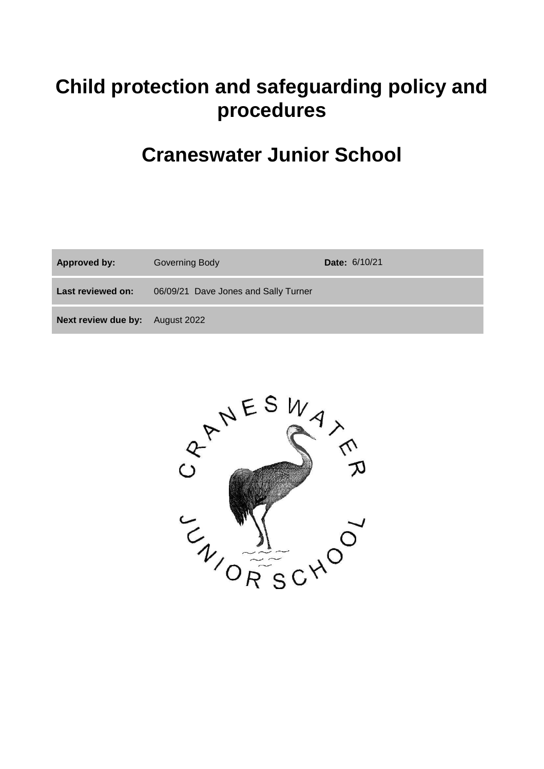# Child protection and safeguarding policy and procedures

# Craneswater Junior School

| Approved by: | Governing Body | Date: 6/10/21 |
| --- | --- | --- |
| Last reviewed on: | 06/09/21 Dave Jones and Sally Turner | |
| Next review due by: | August 2022 | |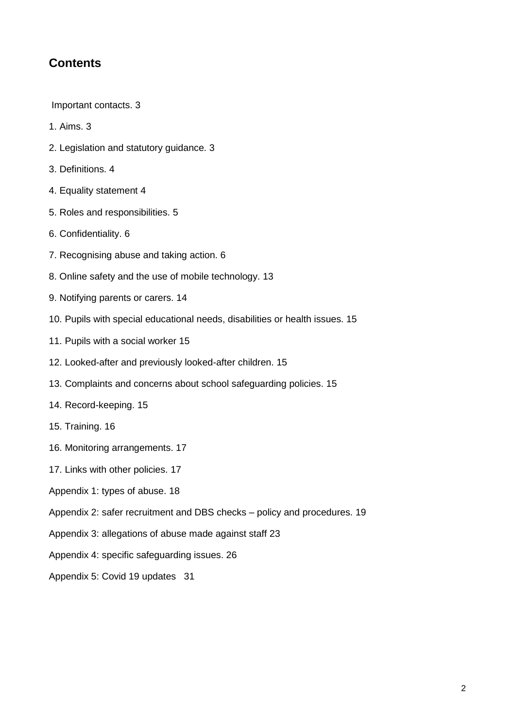## Contents

Important contacts. 3

1. Aims. 3

2. Legislation and statutory guidance. 3

3. Definitions. 4

4. Equality statement 4

5. Roles and responsibilities. 5

6. Confidentiality. 6

7. Recognising abuse and taking action. 6

8. Online safety and the use of mobile technology. 13

9. Notifying parents or carers. 14

10. Pupils with special educational needs, disabilities or health issues. 15

11. Pupils with a social worker 15

12. Looked-after and previously looked-after children. 15

13. Complaints and concerns about school safeguarding policies. 15

14. Record-keeping. 15

15. Training. 16

16. Monitoring arrangements. 17

17. Links with other policies. 17

Appendix 1: types of abuse. 18

Appendix 2: safer recruitment and DBS checks – policy and procedures. 19

Appendix 3: allegations of abuse made against staff 23

Appendix 4: specific safeguarding issues. 26

Appendix 5: Covid 19 updates 31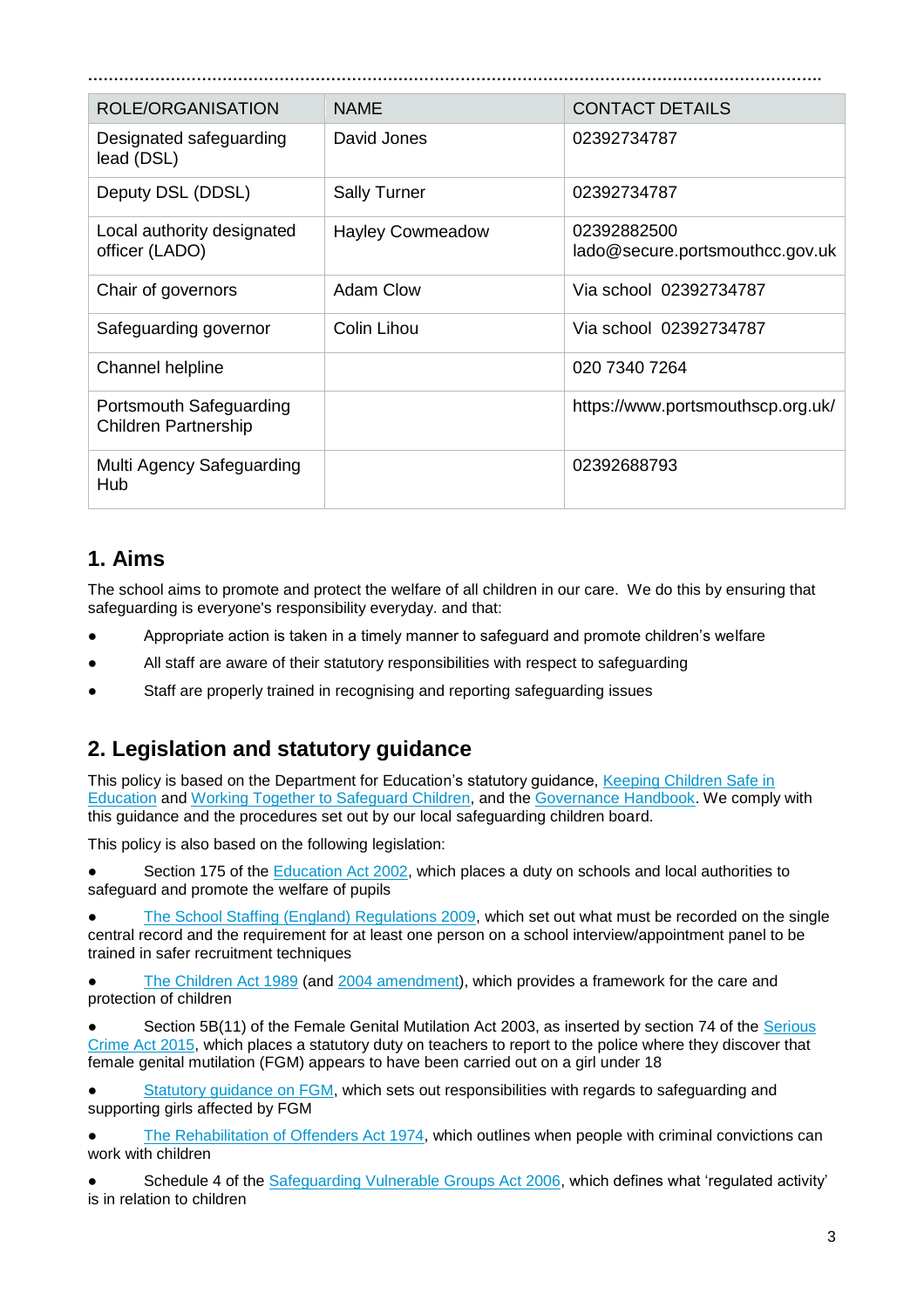| ROLE/ORGANISATION | NAME | CONTACT DETAILS |
|---|---|---|
| Designated safeguarding lead (DSL) | David Jones | 02392734787 |
| Deputy DSL (DDSL) | Sally Turner | 02392734787 |
| Local authority designated officer (LADO) | Hayley Cowmeadow | 02392882500 lado@secure.portsmouthcc.gov.uk |
| Chair of governors | Adam Clow | Via school 02392734787 |
| Safeguarding governor | Colin Lihou | Via school 02392734787 |
| Channel helpline | | 020 7340 7264 |
| Portsmouth Safeguarding Children Partnership | | https://www.portsmouthscp.org.uk/ |
| Multi Agency Safeguarding Hub | | 02392688793 |

## 1. Aims

The school aims to promote and protect the welfare of all children in our care. We do this by ensuring that safeguarding is everyone's responsibility everyday. and that:

- Appropriate action is taken in a timely manner to safeguard and promote children's welfare
- All staff are aware of their statutory responsibilities with respect to safeguarding
- Staff are properly trained in recognising and reporting safeguarding issues

## 2. Legislation and statutory guidance

This policy is based on the Department for Education's statutory guidance, Keeping Children Safe in Education and Working Together to Safeguard Children, and the Governance Handbook. We comply with this guidance and the procedures set out by our local safeguarding children board.

This policy is also based on the following legislation:

- Section 175 of the Education Act 2002, which places a duty on schools and local authorities to safeguard and promote the welfare of pupils
- The School Staffing (England) Regulations 2009, which set out what must be recorded on the single central record and the requirement for at least one person on a school interview/appointment panel to be trained in safer recruitment techniques
- The Children Act 1989 (and 2004 amendment), which provides a framework for the care and protection of children
- Section 5B(11) of the Female Genital Mutilation Act 2003, as inserted by section 74 of the Serious Crime Act 2015, which places a statutory duty on teachers to report to the police where they discover that female genital mutilation (FGM) appears to have been carried out on a girl under 18
- Statutory guidance on FGM, which sets out responsibilities with regards to safeguarding and supporting girls affected by FGM
- The Rehabilitation of Offenders Act 1974, which outlines when people with criminal convictions can work with children
- Schedule 4 of the Safeguarding Vulnerable Groups Act 2006, which defines what 'regulated activity' is in relation to children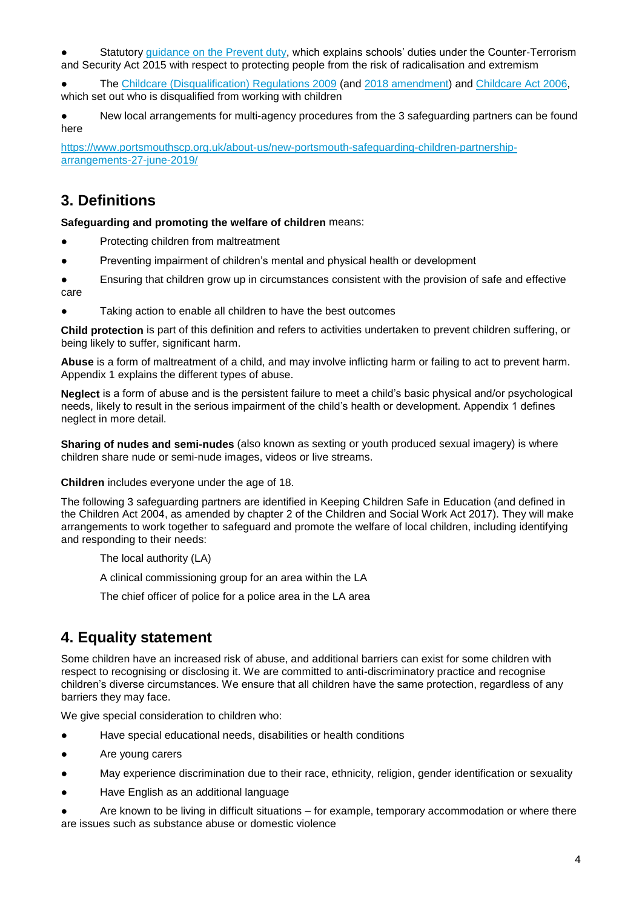- Statutory guidance on the Prevent duty, which explains schools' duties under the Counter-Terrorism and Security Act 2015 with respect to protecting people from the risk of radicalisation and extremism
- The Childcare (Disqualification) Regulations 2009 (and 2018 amendment) and Childcare Act 2006, which set out who is disqualified from working with children
- New local arrangements for multi-agency procedures from the 3 safeguarding partners can be found here

https://www.portsmouthscp.org.uk/about-us/new-portsmouth-safeguarding-children-partnership-arrangements-27-june-2019/

## 3. Definitions

**Safeguarding and promoting the welfare of children** means:

- Protecting children from maltreatment
- Preventing impairment of children's mental and physical health or development
- Ensuring that children grow up in circumstances consistent with the provision of safe and effective care
- Taking action to enable all children to have the best outcomes

**Child protection** is part of this definition and refers to activities undertaken to prevent children suffering, or being likely to suffer, significant harm.

**Abuse** is a form of maltreatment of a child, and may involve inflicting harm or failing to act to prevent harm. Appendix 1 explains the different types of abuse.

**Neglect** is a form of abuse and is the persistent failure to meet a child's basic physical and/or psychological needs, likely to result in the serious impairment of the child's health or development. Appendix 1 defines neglect in more detail.

**Sharing of nudes and semi-nudes** (also known as sexting or youth produced sexual imagery) is where children share nude or semi-nude images, videos or live streams.

**Children** includes everyone under the age of 18.

The following 3 safeguarding partners are identified in Keeping Children Safe in Education (and defined in the Children Act 2004, as amended by chapter 2 of the Children and Social Work Act 2017). They will make arrangements to work together to safeguard and promote the welfare of local children, including identifying and responding to their needs:

The local authority (LA)

A clinical commissioning group for an area within the LA

The chief officer of police for a police area in the LA area

## 4. Equality statement

Some children have an increased risk of abuse, and additional barriers can exist for some children with respect to recognising or disclosing it. We are committed to anti-discriminatory practice and recognise children's diverse circumstances. We ensure that all children have the same protection, regardless of any barriers they may face.

We give special consideration to children who:

- Have special educational needs, disabilities or health conditions
- Are young carers
- May experience discrimination due to their race, ethnicity, religion, gender identification or sexuality
- Have English as an additional language
- Are known to be living in difficult situations – for example, temporary accommodation or where there are issues such as substance abuse or domestic violence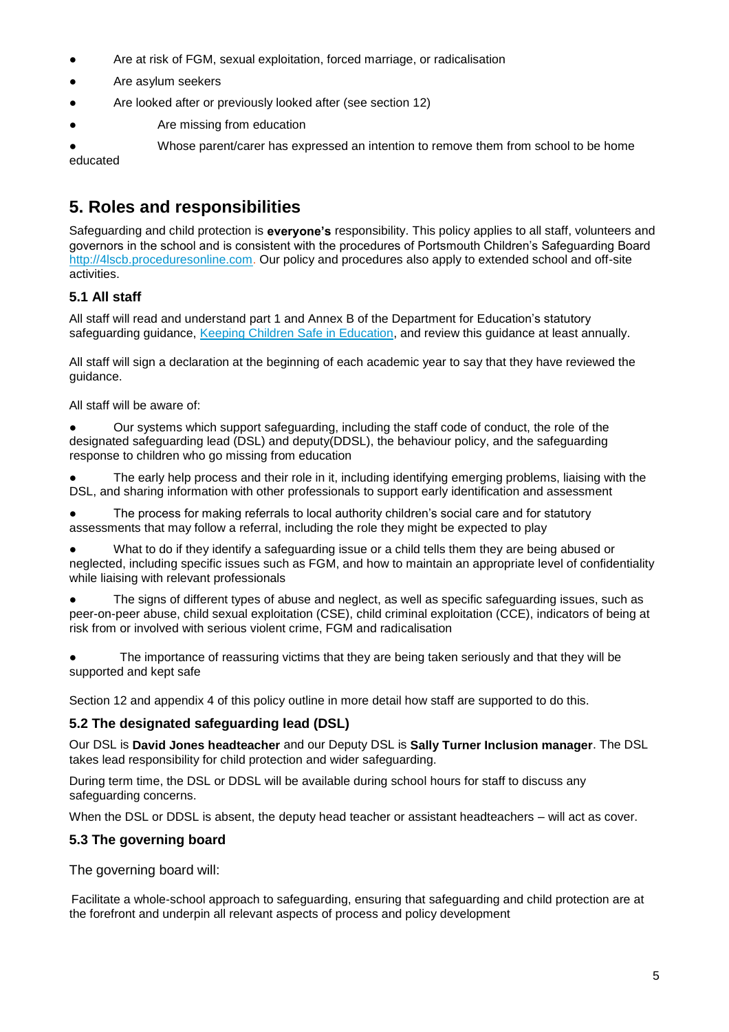- Are at risk of FGM, sexual exploitation, forced marriage, or radicalisation
- Are asylum seekers
- Are looked after or previously looked after (see section 12)
- Are missing from education
- Whose parent/carer has expressed an intention to remove them from school to be home educated

## 5. Roles and responsibilities

Safeguarding and child protection is **everyone's** responsibility. This policy applies to all staff, volunteers and governors in the school and is consistent with the procedures of Portsmouth Children's Safeguarding Board [http://4lscb.proceduresonline.com](http://4lscb.proceduresonline.com). Our policy and procedures also apply to extended school and off-site activities.

### 5.1 All staff

All staff will read and understand part 1 and Annex B of the Department for Education's statutory safeguarding guidance, [Keeping Children Safe in Education](#), and review this guidance at least annually.

All staff will sign a declaration at the beginning of each academic year to say that they have reviewed the guidance.

All staff will be aware of:

- Our systems which support safeguarding, including the staff code of conduct, the role of the designated safeguarding lead (DSL) and deputy(DDSL), the behaviour policy, and the safeguarding response to children who go missing from education
- The early help process and their role in it, including identifying emerging problems, liaising with the DSL, and sharing information with other professionals to support early identification and assessment
- The process for making referrals to local authority children's social care and for statutory assessments that may follow a referral, including the role they might be expected to play
- What to do if they identify a safeguarding issue or a child tells them they are being abused or neglected, including specific issues such as FGM, and how to maintain an appropriate level of confidentiality while liaising with relevant professionals
- The signs of different types of abuse and neglect, as well as specific safeguarding issues, such as peer-on-peer abuse, child sexual exploitation (CSE), child criminal exploitation (CCE), indicators of being at risk from or involved with serious violent crime, FGM and radicalisation
- The importance of reassuring victims that they are being taken seriously and that they will be supported and kept safe

Section 12 and appendix 4 of this policy outline in more detail how staff are supported to do this.

### 5.2 The designated safeguarding lead (DSL)

Our DSL is **David Jones headteacher** and our Deputy DSL is **Sally Turner Inclusion manager**. The DSL takes lead responsibility for child protection and wider safeguarding.

During term time, the DSL or DDSL will be available during school hours for staff to discuss any safeguarding concerns.

When the DSL or DDSL is absent, the deputy head teacher or assistant headteachers – will act as cover.

### 5.3 The governing board

The governing board will:

Facilitate a whole-school approach to safeguarding, ensuring that safeguarding and child protection are at the forefront and underpin all relevant aspects of process and policy development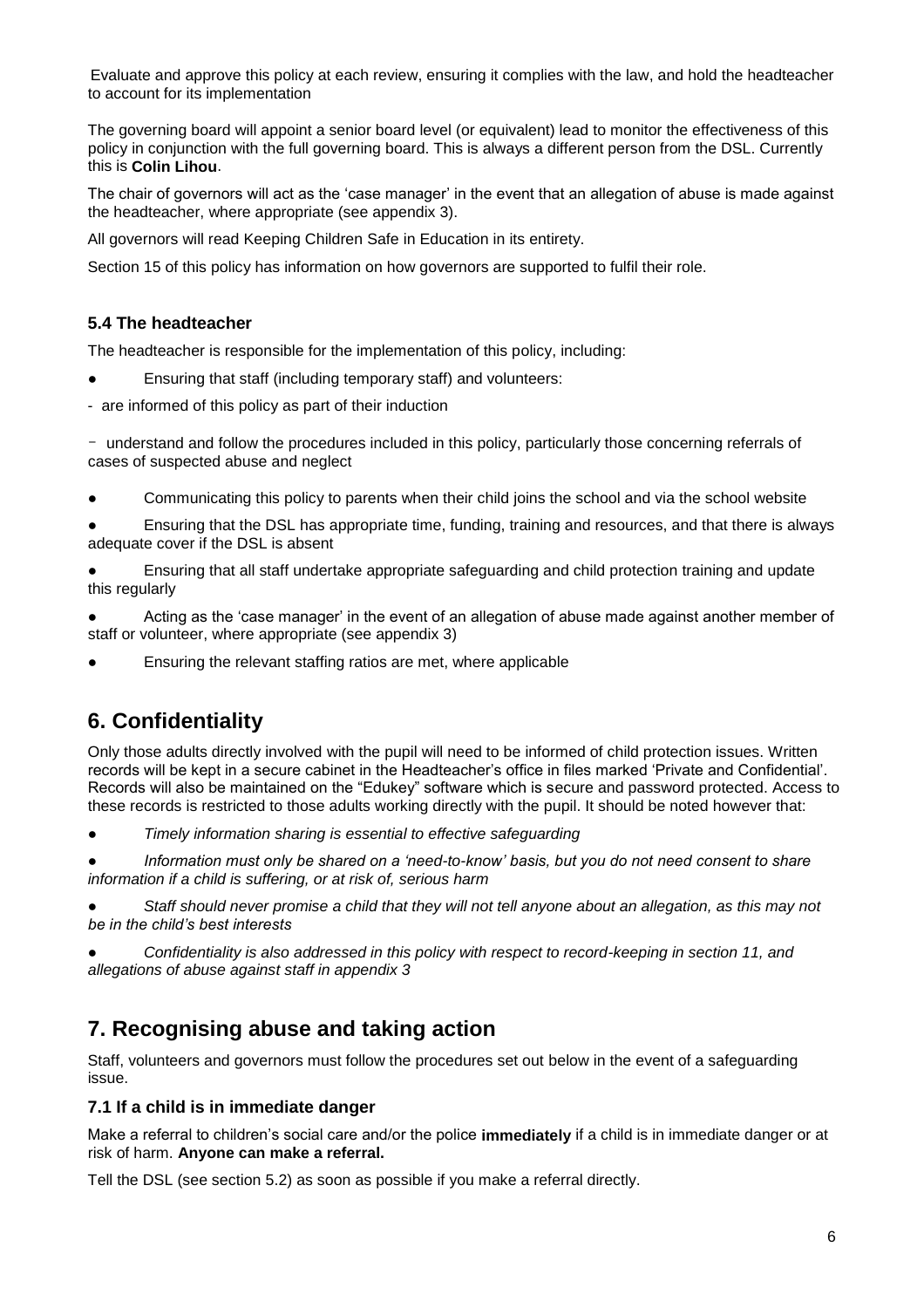Evaluate and approve this policy at each review, ensuring it complies with the law, and hold the headteacher to account for its implementation

The governing board will appoint a senior board level (or equivalent) lead to monitor the effectiveness of this policy in conjunction with the full governing board. This is always a different person from the DSL. Currently this is **Colin Lihou**.

The chair of governors will act as the 'case manager' in the event that an allegation of abuse is made against the headteacher, where appropriate (see appendix 3).

All governors will read Keeping Children Safe in Education in its entirety.

Section 15 of this policy has information on how governors are supported to fulfil their role.

### 5.4 The headteacher

The headteacher is responsible for the implementation of this policy, including:

- Ensuring that staff (including temporary staff) and volunteers:
  - are informed of this policy as part of their induction
  - understand and follow the procedures included in this policy, particularly those concerning referrals of cases of suspected abuse and neglect
- Communicating this policy to parents when their child joins the school and via the school website
- Ensuring that the DSL has appropriate time, funding, training and resources, and that there is always adequate cover if the DSL is absent
- Ensuring that all staff undertake appropriate safeguarding and child protection training and update this regularly
- Acting as the 'case manager' in the event of an allegation of abuse made against another member of staff or volunteer, where appropriate (see appendix 3)
- Ensuring the relevant staffing ratios are met, where applicable

## 6. Confidentiality

Only those adults directly involved with the pupil will need to be informed of child protection issues. Written records will be kept in a secure cabinet in the Headteacher's office in files marked 'Private and Confidential'. Records will also be maintained on the "Edukey" software which is secure and password protected. Access to these records is restricted to those adults working directly with the pupil. It should be noted however that:

- *Timely information sharing is essential to effective safeguarding*
- *Information must only be shared on a 'need-to-know' basis, but you do not need consent to share information if a child is suffering, or at risk of, serious harm*
- *Staff should never promise a child that they will not tell anyone about an allegation, as this may not be in the child's best interests*
- *Confidentiality is also addressed in this policy with respect to record-keeping in section 11, and allegations of abuse against staff in appendix 3*

## 7. Recognising abuse and taking action

Staff, volunteers and governors must follow the procedures set out below in the event of a safeguarding issue.

### 7.1 If a child is in immediate danger

Make a referral to children's social care and/or the police **immediately** if a child is in immediate danger or at risk of harm. **Anyone can make a referral.**

Tell the DSL (see section 5.2) as soon as possible if you make a referral directly.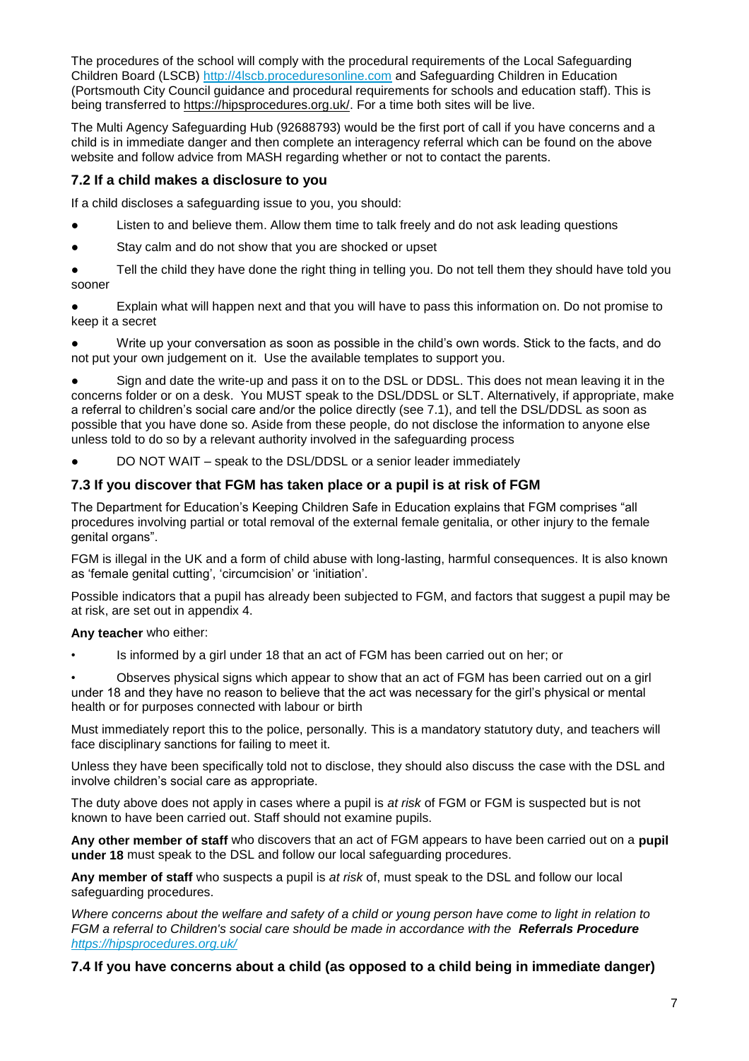The procedures of the school will comply with the procedural requirements of the Local Safeguarding Children Board (LSCB) http://4lscb.proceduresonline.com and Safeguarding Children in Education (Portsmouth City Council guidance and procedural requirements for schools and education staff). This is being transferred to https://hipsprocedures.org.uk/. For a time both sites will be live.

The Multi Agency Safeguarding Hub (92688793) would be the first port of call if you have concerns and a child is in immediate danger and then complete an interagency referral which can be found on the above website and follow advice from MASH regarding whether or not to contact the parents.

### 7.2 If a child makes a disclosure to you

If a child discloses a safeguarding issue to you, you should:

- Listen to and believe them. Allow them time to talk freely and do not ask leading questions
- Stay calm and do not show that you are shocked or upset
- Tell the child they have done the right thing in telling you. Do not tell them they should have told you sooner
- Explain what will happen next and that you will have to pass this information on. Do not promise to keep it a secret
- Write up your conversation as soon as possible in the child's own words. Stick to the facts, and do not put your own judgement on it. Use the available templates to support you.
- Sign and date the write-up and pass it on to the DSL or DDSL. This does not mean leaving it in the concerns folder or on a desk. You MUST speak to the DSL/DDSL or SLT. Alternatively, if appropriate, make a referral to children's social care and/or the police directly (see 7.1), and tell the DSL/DDSL as soon as possible that you have done so. Aside from these people, do not disclose the information to anyone else unless told to do so by a relevant authority involved in the safeguarding process
- DO NOT WAIT – speak to the DSL/DDSL or a senior leader immediately

### 7.3 If you discover that FGM has taken place or a pupil is at risk of FGM

The Department for Education's Keeping Children Safe in Education explains that FGM comprises "all procedures involving partial or total removal of the external female genitalia, or other injury to the female genital organs".

FGM is illegal in the UK and a form of child abuse with long-lasting, harmful consequences. It is also known as 'female genital cutting', 'circumcision' or 'initiation'.

Possible indicators that a pupil has already been subjected to FGM, and factors that suggest a pupil may be at risk, are set out in appendix 4.

**Any teacher** who either:

- Is informed by a girl under 18 that an act of FGM has been carried out on her; or
- Observes physical signs which appear to show that an act of FGM has been carried out on a girl under 18 and they have no reason to believe that the act was necessary for the girl's physical or mental health or for purposes connected with labour or birth

Must immediately report this to the police, personally. This is a mandatory statutory duty, and teachers will face disciplinary sanctions for failing to meet it.

Unless they have been specifically told not to disclose, they should also discuss the case with the DSL and involve children's social care as appropriate.

The duty above does not apply in cases where a pupil is *at risk* of FGM or FGM is suspected but is not known to have been carried out. Staff should not examine pupils.

**Any other member of staff** who discovers that an act of FGM appears to have been carried out on a **pupil under 18** must speak to the DSL and follow our local safeguarding procedures.

**Any member of staff** who suspects a pupil is *at risk* of, must speak to the DSL and follow our local safeguarding procedures.

*Where concerns about the welfare and safety of a child or young person have come to light in relation to FGM a referral to Children's social care should be made in accordance with the* ***Referrals Procedure*** *https://hipsprocedures.org.uk/*

### 7.4 If you have concerns about a child (as opposed to a child being in immediate danger)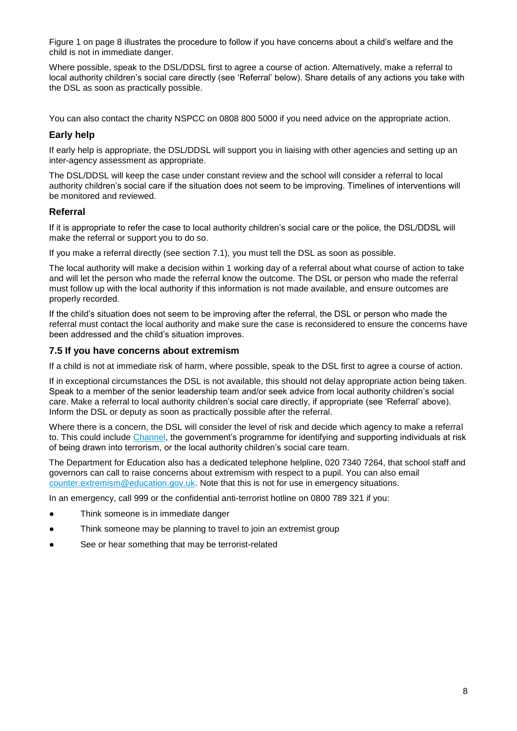Figure 1 on page 8 illustrates the procedure to follow if you have concerns about a child's welfare and the child is not in immediate danger.

Where possible, speak to the DSL/DDSL first to agree a course of action. Alternatively, make a referral to local authority children's social care directly (see 'Referral' below). Share details of any actions you take with the DSL as soon as practically possible.

You can also contact the charity NSPCC on 0808 800 5000 if you need advice on the appropriate action.

### Early help

If early help is appropriate, the DSL/DDSL will support you in liaising with other agencies and setting up an inter-agency assessment as appropriate.

The DSL/DDSL will keep the case under constant review and the school will consider a referral to local authority children's social care if the situation does not seem to be improving. Timelines of interventions will be monitored and reviewed.

### Referral

If it is appropriate to refer the case to local authority children's social care or the police, the DSL/DDSL will make the referral or support you to do so.

If you make a referral directly (see section 7.1), you must tell the DSL as soon as possible.

The local authority will make a decision within 1 working day of a referral about what course of action to take and will let the person who made the referral know the outcome. The DSL or person who made the referral must follow up with the local authority if this information is not made available, and ensure outcomes are properly recorded.

If the child's situation does not seem to be improving after the referral, the DSL or person who made the referral must contact the local authority and make sure the case is reconsidered to ensure the concerns have been addressed and the child's situation improves.

### 7.5 If you have concerns about extremism

If a child is not at immediate risk of harm, where possible, speak to the DSL first to agree a course of action.

If in exceptional circumstances the DSL is not available, this should not delay appropriate action being taken. Speak to a member of the senior leadership team and/or seek advice from local authority children's social care. Make a referral to local authority children's social care directly, if appropriate (see 'Referral' above). Inform the DSL or deputy as soon as practically possible after the referral.

Where there is a concern, the DSL will consider the level of risk and decide which agency to make a referral to. This could include Channel, the government's programme for identifying and supporting individuals at risk of being drawn into terrorism, or the local authority children's social care team.

The Department for Education also has a dedicated telephone helpline, 020 7340 7264, that school staff and governors can call to raise concerns about extremism with respect to a pupil. You can also email counter.extremism@education.gov.uk. Note that this is not for use in emergency situations.

In an emergency, call 999 or the confidential anti-terrorist hotline on 0800 789 321 if you:

- Think someone is in immediate danger
- Think someone may be planning to travel to join an extremist group
- See or hear something that may be terrorist-related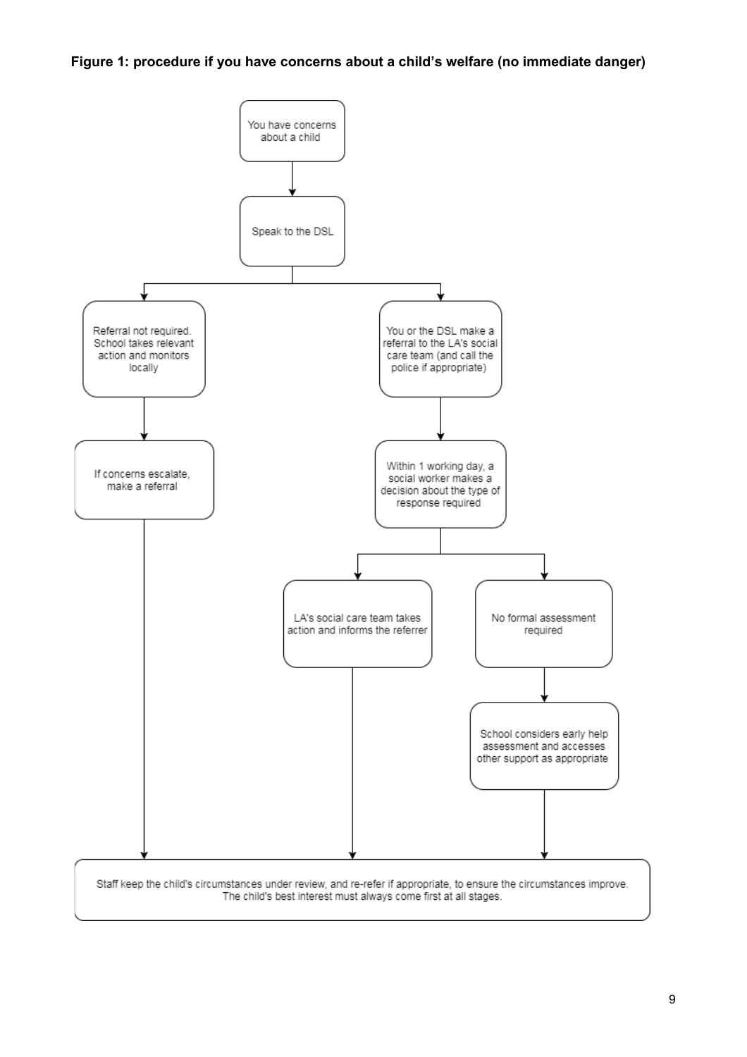**Figure 1: procedure if you have concerns about a child's welfare (no immediate danger)**

- You have concerns about a child
  - ↓
- Speak to the DSL
  - ↓ (branches into two paths)

**Path 1:**
- Referral not required. School takes relevant action and monitors locally
  - ↓
- If concerns escalate, make a referral
  - ↓
- Staff keep the child's circumstances under review, and re-refer if appropriate, to ensure the circumstances improve. The child's best interest must always come first at all stages.

**Path 2:**
- You or the DSL make a referral to the LA's social care team (and call the police if appropriate)
  - ↓
- Within 1 working day, a social worker makes a decision about the type of response required
  - ↓ (branches into two paths)
  - LA's social care team takes action and informs the referrer
    - ↓
    - Staff keep the child's circumstances under review, and re-refer if appropriate, to ensure the circumstances improve. The child's best interest must always come first at all stages.
  - No formal assessment required
    - ↓
    - School considers early help assessment and accesses other support as appropriate
      - ↓
      - Staff keep the child's circumstances under review, and re-refer if appropriate, to ensure the circumstances improve. The child's best interest must always come first at all stages.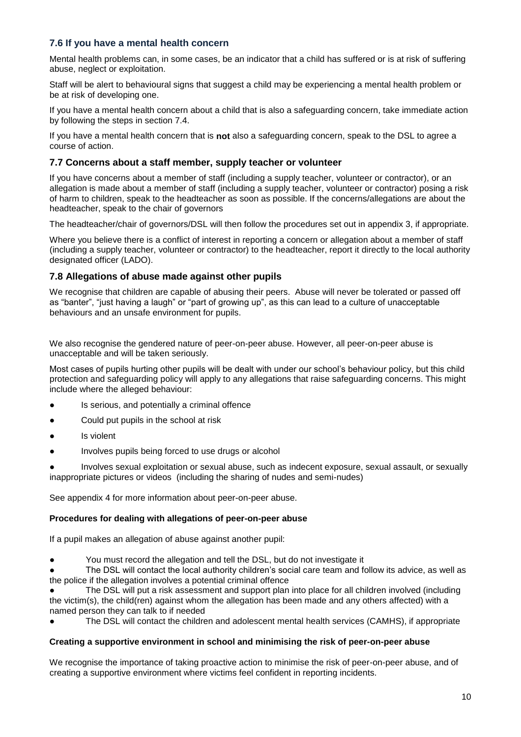### 7.6 If you have a mental health concern

Mental health problems can, in some cases, be an indicator that a child has suffered or is at risk of suffering abuse, neglect or exploitation.

Staff will be alert to behavioural signs that suggest a child may be experiencing a mental health problem or be at risk of developing one.

If you have a mental health concern about a child that is also a safeguarding concern, take immediate action by following the steps in section 7.4.

If you have a mental health concern that is **not** also a safeguarding concern, speak to the DSL to agree a course of action.

### 7.7 Concerns about a staff member, supply teacher or volunteer

If you have concerns about a member of staff (including a supply teacher, volunteer or contractor), or an allegation is made about a member of staff (including a supply teacher, volunteer or contractor) posing a risk of harm to children, speak to the headteacher as soon as possible. If the concerns/allegations are about the headteacher, speak to the chair of governors

The headteacher/chair of governors/DSL will then follow the procedures set out in appendix 3, if appropriate.

Where you believe there is a conflict of interest in reporting a concern or allegation about a member of staff (including a supply teacher, volunteer or contractor) to the headteacher, report it directly to the local authority designated officer (LADO).

### 7.8 Allegations of abuse made against other pupils

We recognise that children are capable of abusing their peers. Abuse will never be tolerated or passed off as "banter", "just having a laugh" or "part of growing up", as this can lead to a culture of unacceptable behaviours and an unsafe environment for pupils.

We also recognise the gendered nature of peer-on-peer abuse. However, all peer-on-peer abuse is unacceptable and will be taken seriously.

Most cases of pupils hurting other pupils will be dealt with under our school's behaviour policy, but this child protection and safeguarding policy will apply to any allegations that raise safeguarding concerns. This might include where the alleged behaviour:

- Is serious, and potentially a criminal offence
- Could put pupils in the school at risk
- Is violent
- Involves pupils being forced to use drugs or alcohol
- Involves sexual exploitation or sexual abuse, such as indecent exposure, sexual assault, or sexually inappropriate pictures or videos (including the sharing of nudes and semi-nudes)

See appendix 4 for more information about peer-on-peer abuse.

**Procedures for dealing with allegations of peer-on-peer abuse**

If a pupil makes an allegation of abuse against another pupil:

- You must record the allegation and tell the DSL, but do not investigate it
- The DSL will contact the local authority children's social care team and follow its advice, as well as the police if the allegation involves a potential criminal offence
- The DSL will put a risk assessment and support plan into place for all children involved (including the victim(s), the child(ren) against whom the allegation has been made and any others affected) with a named person they can talk to if needed
- The DSL will contact the children and adolescent mental health services (CAMHS), if appropriate

**Creating a supportive environment in school and minimising the risk of peer-on-peer abuse**

We recognise the importance of taking proactive action to minimise the risk of peer-on-peer abuse, and of creating a supportive environment where victims feel confident in reporting incidents.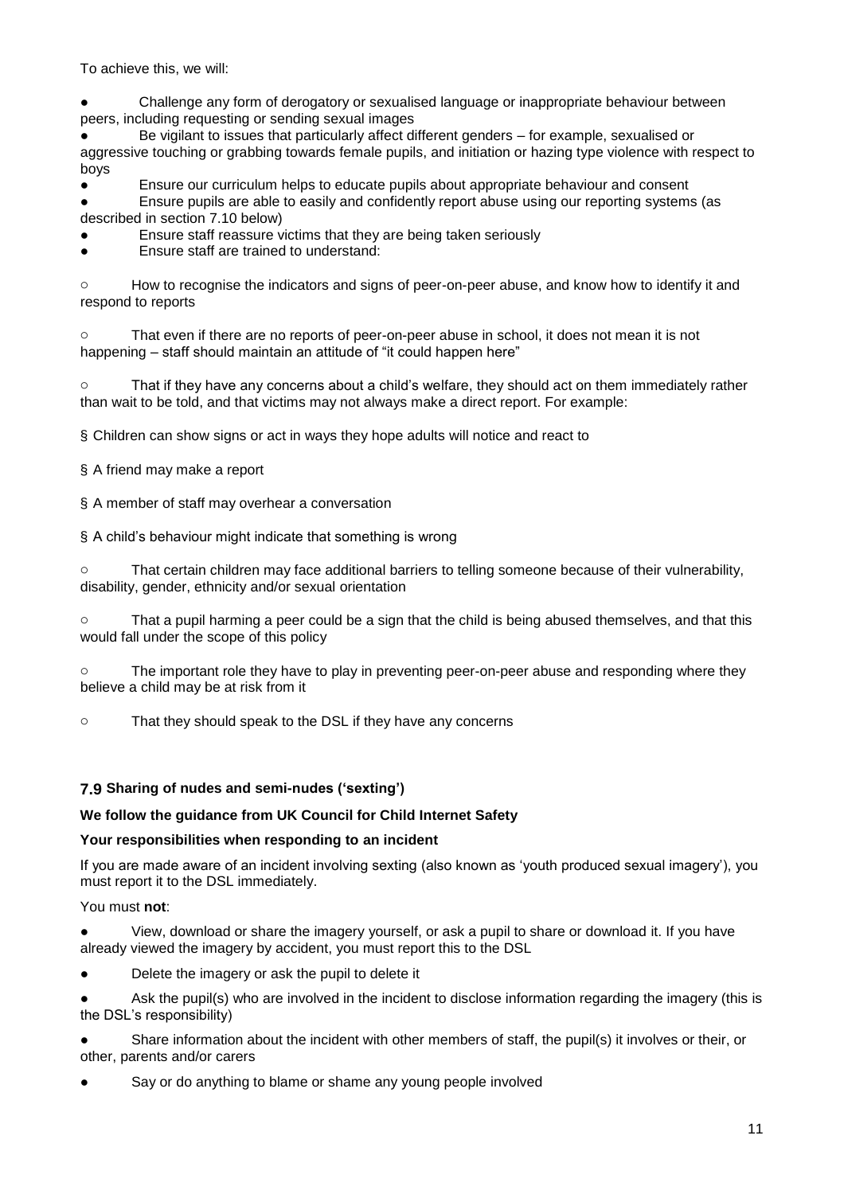To achieve this, we will:

- Challenge any form of derogatory or sexualised language or inappropriate behaviour between peers, including requesting or sending sexual images
- Be vigilant to issues that particularly affect different genders – for example, sexualised or aggressive touching or grabbing towards female pupils, and initiation or hazing type violence with respect to boys
- Ensure our curriculum helps to educate pupils about appropriate behaviour and consent
- Ensure pupils are able to easily and confidently report abuse using our reporting systems (as described in section 7.10 below)
- Ensure staff reassure victims that they are being taken seriously
- Ensure staff are trained to understand:
  - How to recognise the indicators and signs of peer-on-peer abuse, and know how to identify it and respond to reports
  - That even if there are no reports of peer-on-peer abuse in school, it does not mean it is not happening – staff should maintain an attitude of "it could happen here"
  - That if they have any concerns about a child's welfare, they should act on them immediately rather than wait to be told, and that victims may not always make a direct report. For example:
    - Children can show signs or act in ways they hope adults will notice and react to
    - A friend may make a report
    - A member of staff may overhear a conversation
    - A child's behaviour might indicate that something is wrong
  - That certain children may face additional barriers to telling someone because of their vulnerability, disability, gender, ethnicity and/or sexual orientation
  - That a pupil harming a peer could be a sign that the child is being abused themselves, and that this would fall under the scope of this policy
  - The important role they have to play in preventing peer-on-peer abuse and responding where they believe a child may be at risk from it
  - That they should speak to the DSL if they have any concerns

### 7.9 Sharing of nudes and semi-nudes ('sexting')

**We follow the guidance from UK Council for Child Internet Safety**

**Your responsibilities when responding to an incident**

If you are made aware of an incident involving sexting (also known as 'youth produced sexual imagery'), you must report it to the DSL immediately.

You must **not**:

- View, download or share the imagery yourself, or ask a pupil to share or download it. If you have already viewed the imagery by accident, you must report this to the DSL
- Delete the imagery or ask the pupil to delete it
- Ask the pupil(s) who are involved in the incident to disclose information regarding the imagery (this is the DSL's responsibility)
- Share information about the incident with other members of staff, the pupil(s) it involves or their, or other, parents and/or carers
- Say or do anything to blame or shame any young people involved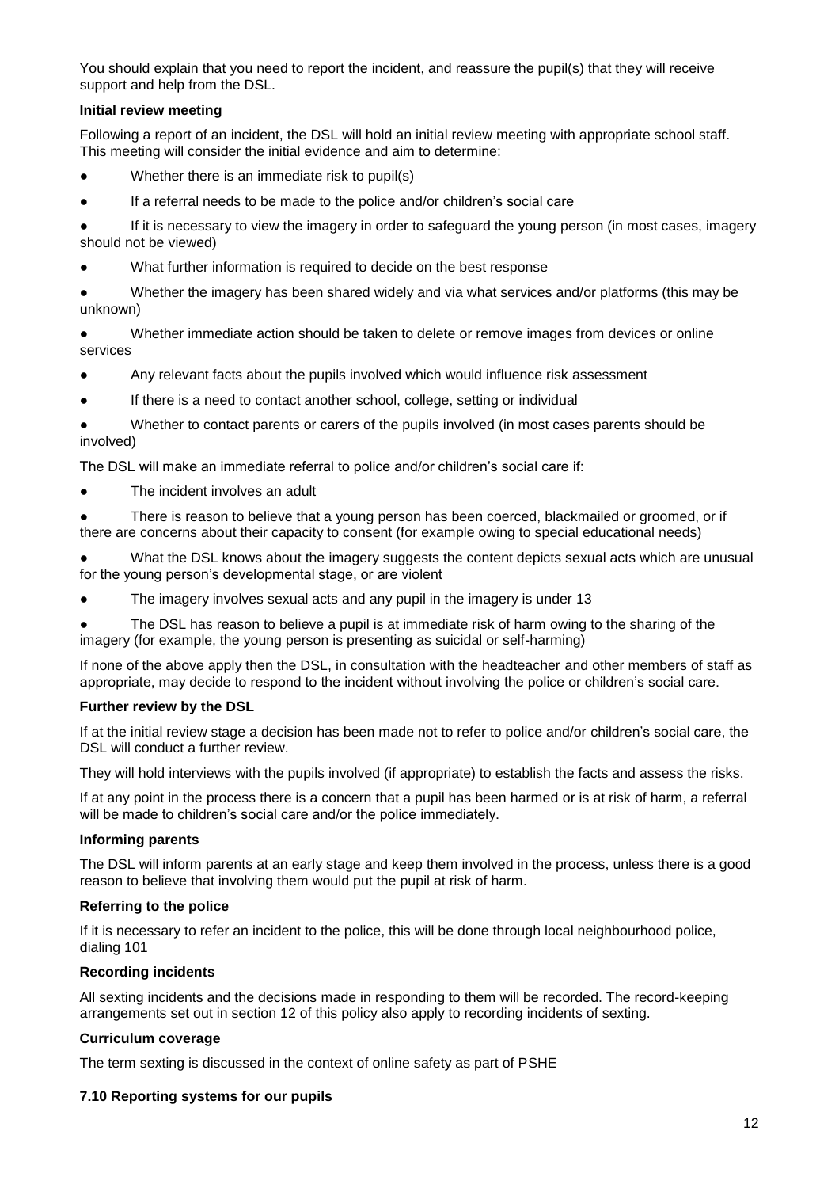You should explain that you need to report the incident, and reassure the pupil(s) that they will receive support and help from the DSL.

**Initial review meeting**

Following a report of an incident, the DSL will hold an initial review meeting with appropriate school staff. This meeting will consider the initial evidence and aim to determine:

- Whether there is an immediate risk to pupil(s)
- If a referral needs to be made to the police and/or children's social care
- If it is necessary to view the imagery in order to safeguard the young person (in most cases, imagery should not be viewed)
- What further information is required to decide on the best response
- Whether the imagery has been shared widely and via what services and/or platforms (this may be unknown)
- Whether immediate action should be taken to delete or remove images from devices or online services
- Any relevant facts about the pupils involved which would influence risk assessment
- If there is a need to contact another school, college, setting or individual
- Whether to contact parents or carers of the pupils involved (in most cases parents should be involved)

The DSL will make an immediate referral to police and/or children's social care if:

- The incident involves an adult
- There is reason to believe that a young person has been coerced, blackmailed or groomed, or if there are concerns about their capacity to consent (for example owing to special educational needs)
- What the DSL knows about the imagery suggests the content depicts sexual acts which are unusual for the young person's developmental stage, or are violent
- The imagery involves sexual acts and any pupil in the imagery is under 13
- The DSL has reason to believe a pupil is at immediate risk of harm owing to the sharing of the imagery (for example, the young person is presenting as suicidal or self-harming)

If none of the above apply then the DSL, in consultation with the headteacher and other members of staff as appropriate, may decide to respond to the incident without involving the police or children's social care.

**Further review by the DSL**

If at the initial review stage a decision has been made not to refer to police and/or children's social care, the DSL will conduct a further review.

They will hold interviews with the pupils involved (if appropriate) to establish the facts and assess the risks.

If at any point in the process there is a concern that a pupil has been harmed or is at risk of harm, a referral will be made to children's social care and/or the police immediately.

**Informing parents**

The DSL will inform parents at an early stage and keep them involved in the process, unless there is a good reason to believe that involving them would put the pupil at risk of harm.

**Referring to the police**

If it is necessary to refer an incident to the police, this will be done through local neighbourhood police, dialing 101

**Recording incidents**

All sexting incidents and the decisions made in responding to them will be recorded. The record-keeping arrangements set out in section 12 of this policy also apply to recording incidents of sexting.

**Curriculum coverage**

The term sexting is discussed in the context of online safety as part of PSHE

**7.10 Reporting systems for our pupils**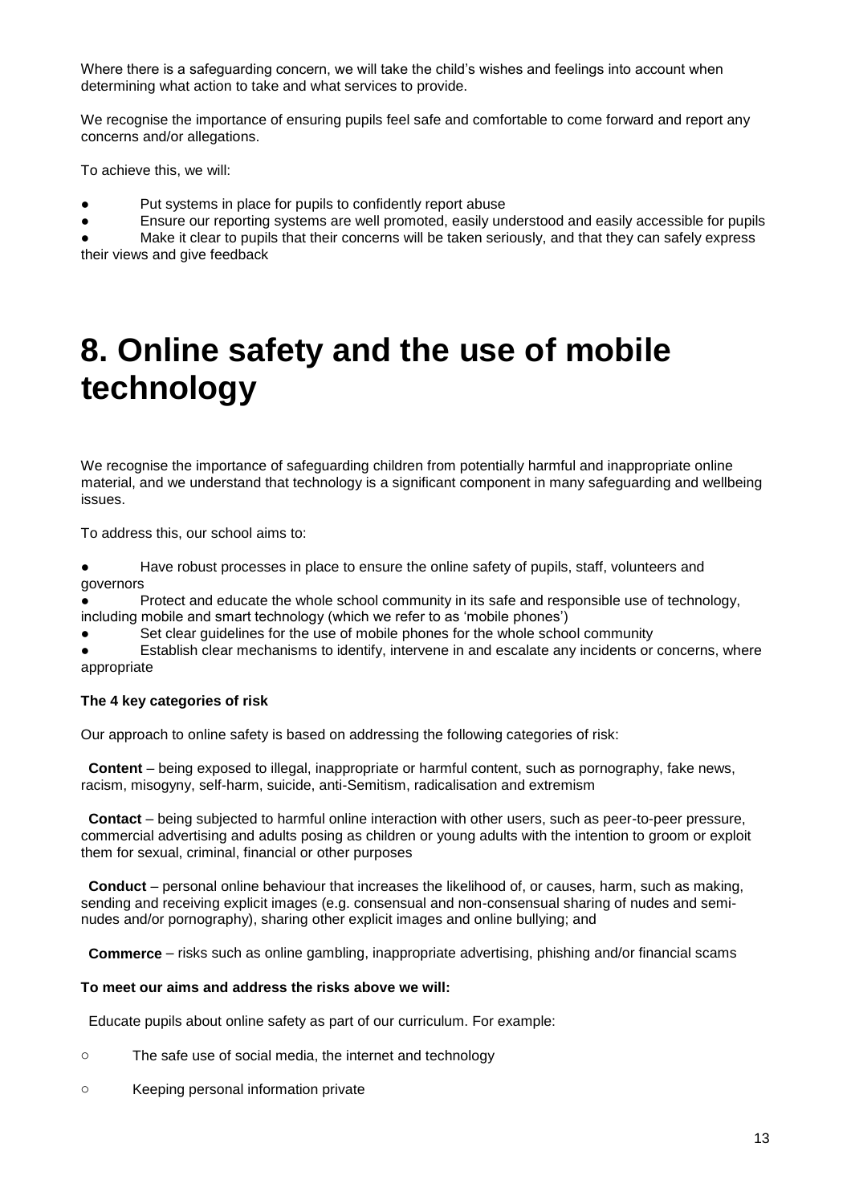Where there is a safeguarding concern, we will take the child's wishes and feelings into account when determining what action to take and what services to provide.

We recognise the importance of ensuring pupils feel safe and comfortable to come forward and report any concerns and/or allegations.

To achieve this, we will:

- Put systems in place for pupils to confidently report abuse
- Ensure our reporting systems are well promoted, easily understood and easily accessible for pupils
- Make it clear to pupils that their concerns will be taken seriously, and that they can safely express their views and give feedback

# 8. Online safety and the use of mobile technology

We recognise the importance of safeguarding children from potentially harmful and inappropriate online material, and we understand that technology is a significant component in many safeguarding and wellbeing issues.

To address this, our school aims to:

- Have robust processes in place to ensure the online safety of pupils, staff, volunteers and governors
- Protect and educate the whole school community in its safe and responsible use of technology, including mobile and smart technology (which we refer to as 'mobile phones')
- Set clear guidelines for the use of mobile phones for the whole school community
- Establish clear mechanisms to identify, intervene in and escalate any incidents or concerns, where appropriate

**The 4 key categories of risk**

Our approach to online safety is based on addressing the following categories of risk:

**Content** – being exposed to illegal, inappropriate or harmful content, such as pornography, fake news, racism, misogyny, self-harm, suicide, anti-Semitism, radicalisation and extremism

**Contact** – being subjected to harmful online interaction with other users, such as peer-to-peer pressure, commercial advertising and adults posing as children or young adults with the intention to groom or exploit them for sexual, criminal, financial or other purposes

**Conduct** – personal online behaviour that increases the likelihood of, or causes, harm, such as making, sending and receiving explicit images (e.g. consensual and non-consensual sharing of nudes and semi-nudes and/or pornography), sharing other explicit images and online bullying; and

**Commerce** – risks such as online gambling, inappropriate advertising, phishing and/or financial scams

**To meet our aims and address the risks above we will:**

Educate pupils about online safety as part of our curriculum. For example:

- The safe use of social media, the internet and technology
- Keeping personal information private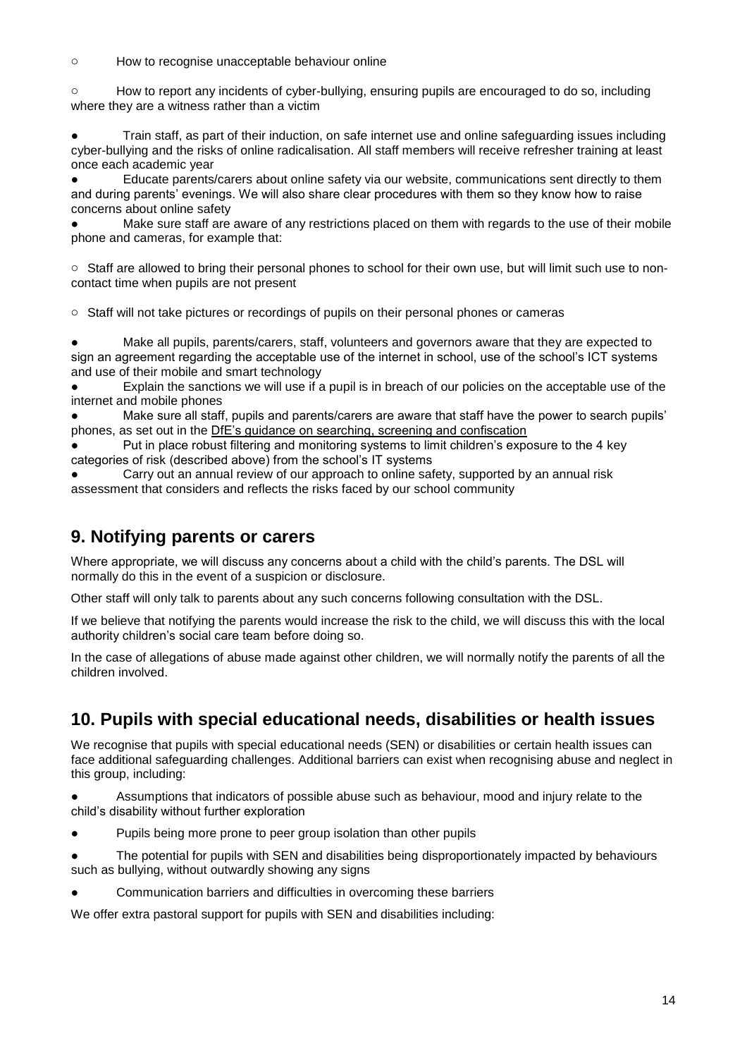- How to recognise unacceptable behaviour online
  - How to report any incidents of cyber-bullying, ensuring pupils are encouraged to do so, including where they are a witness rather than a victim

- Train staff, as part of their induction, on safe internet use and online safeguarding issues including cyber-bullying and the risks of online radicalisation. All staff members will receive refresher training at least once each academic year
- Educate parents/carers about online safety via our website, communications sent directly to them and during parents' evenings. We will also share clear procedures with them so they know how to raise concerns about online safety
- Make sure staff are aware of any restrictions placed on them with regards to the use of their mobile phone and cameras, for example that:
  - Staff are allowed to bring their personal phones to school for their own use, but will limit such use to non-contact time when pupils are not present
  - Staff will not take pictures or recordings of pupils on their personal phones or cameras
- Make all pupils, parents/carers, staff, volunteers and governors aware that they are expected to sign an agreement regarding the acceptable use of the internet in school, use of the school's ICT systems and use of their mobile and smart technology
- Explain the sanctions we will use if a pupil is in breach of our policies on the acceptable use of the internet and mobile phones
- Make sure all staff, pupils and parents/carers are aware that staff have the power to search pupils' phones, as set out in the DfE's guidance on searching, screening and confiscation
- Put in place robust filtering and monitoring systems to limit children's exposure to the 4 key categories of risk (described above) from the school's IT systems
- Carry out an annual review of our approach to online safety, supported by an annual risk assessment that considers and reflects the risks faced by our school community

## 9. Notifying parents or carers

Where appropriate, we will discuss any concerns about a child with the child's parents. The DSL will normally do this in the event of a suspicion or disclosure.

Other staff will only talk to parents about any such concerns following consultation with the DSL.

If we believe that notifying the parents would increase the risk to the child, we will discuss this with the local authority children's social care team before doing so.

In the case of allegations of abuse made against other children, we will normally notify the parents of all the children involved.

## 10. Pupils with special educational needs, disabilities or health issues

We recognise that pupils with special educational needs (SEN) or disabilities or certain health issues can face additional safeguarding challenges. Additional barriers can exist when recognising abuse and neglect in this group, including:

- Assumptions that indicators of possible abuse such as behaviour, mood and injury relate to the child's disability without further exploration
- Pupils being more prone to peer group isolation than other pupils
- The potential for pupils with SEN and disabilities being disproportionately impacted by behaviours such as bullying, without outwardly showing any signs
- Communication barriers and difficulties in overcoming these barriers

We offer extra pastoral support for pupils with SEN and disabilities including: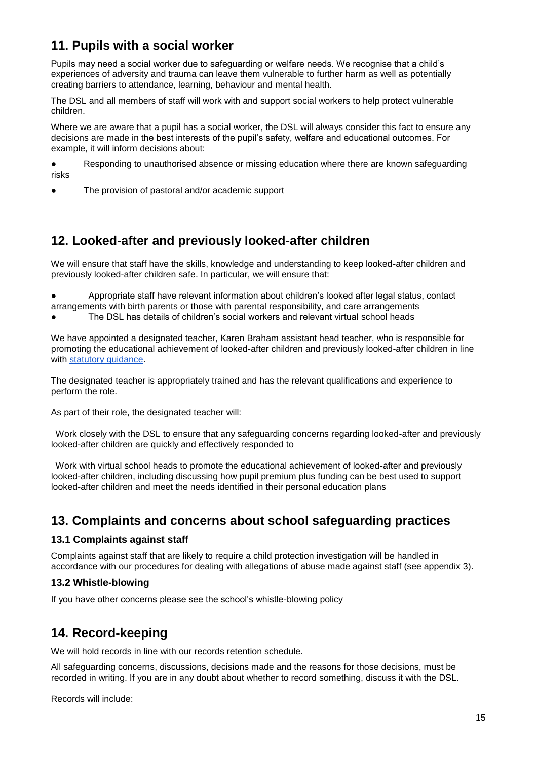## 11. Pupils with a social worker

Pupils may need a social worker due to safeguarding or welfare needs. We recognise that a child's experiences of adversity and trauma can leave them vulnerable to further harm as well as potentially creating barriers to attendance, learning, behaviour and mental health.

The DSL and all members of staff will work with and support social workers to help protect vulnerable children.

Where we are aware that a pupil has a social worker, the DSL will always consider this fact to ensure any decisions are made in the best interests of the pupil's safety, welfare and educational outcomes. For example, it will inform decisions about:

- Responding to unauthorised absence or missing education where there are known safeguarding risks
- The provision of pastoral and/or academic support

## 12. Looked-after and previously looked-after children

We will ensure that staff have the skills, knowledge and understanding to keep looked-after children and previously looked-after children safe. In particular, we will ensure that:

- Appropriate staff have relevant information about children's looked after legal status, contact arrangements with birth parents or those with parental responsibility, and care arrangements
- The DSL has details of children's social workers and relevant virtual school heads

We have appointed a designated teacher, Karen Braham assistant head teacher, who is responsible for promoting the educational achievement of looked-after children and previously looked-after children in line with statutory guidance.

The designated teacher is appropriately trained and has the relevant qualifications and experience to perform the role.

As part of their role, the designated teacher will:

Work closely with the DSL to ensure that any safeguarding concerns regarding looked-after and previously looked-after children are quickly and effectively responded to

Work with virtual school heads to promote the educational achievement of looked-after and previously looked-after children, including discussing how pupil premium plus funding can be best used to support looked-after children and meet the needs identified in their personal education plans

## 13. Complaints and concerns about school safeguarding practices

### 13.1 Complaints against staff

Complaints against staff that are likely to require a child protection investigation will be handled in accordance with our procedures for dealing with allegations of abuse made against staff (see appendix 3).

### 13.2 Whistle-blowing

If you have other concerns please see the school's whistle-blowing policy

## 14. Record-keeping

We will hold records in line with our records retention schedule.

All safeguarding concerns, discussions, decisions made and the reasons for those decisions, must be recorded in writing. If you are in any doubt about whether to record something, discuss it with the DSL.

Records will include: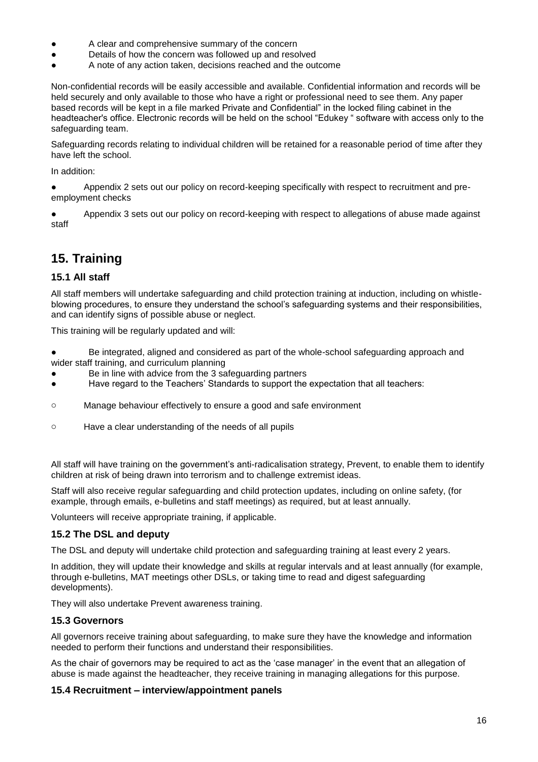- A clear and comprehensive summary of the concern
- Details of how the concern was followed up and resolved
- A note of any action taken, decisions reached and the outcome

Non-confidential records will be easily accessible and available. Confidential information and records will be held securely and only available to those who have a right or professional need to see them. Any paper based records will be kept in a file marked Private and Confidential" in the locked filing cabinet in the headteacher's office. Electronic records will be held on the school "Edukey " software with access only to the safeguarding team.

Safeguarding records relating to individual children will be retained for a reasonable period of time after they have left the school.

In addition:

- Appendix 2 sets out our policy on record-keeping specifically with respect to recruitment and pre-employment checks
- Appendix 3 sets out our policy on record-keeping with respect to allegations of abuse made against staff

# 15. Training

## 15.1 All staff

All staff members will undertake safeguarding and child protection training at induction, including on whistle-blowing procedures, to ensure they understand the school's safeguarding systems and their responsibilities, and can identify signs of possible abuse or neglect.

This training will be regularly updated and will:

- Be integrated, aligned and considered as part of the whole-school safeguarding approach and wider staff training, and curriculum planning
- Be in line with advice from the 3 safeguarding partners
- Have regard to the Teachers' Standards to support the expectation that all teachers:
  - Manage behaviour effectively to ensure a good and safe environment
  - Have a clear understanding of the needs of all pupils

All staff will have training on the government's anti-radicalisation strategy, Prevent, to enable them to identify children at risk of being drawn into terrorism and to challenge extremist ideas.

Staff will also receive regular safeguarding and child protection updates, including on online safety, (for example, through emails, e-bulletins and staff meetings) as required, but at least annually.

Volunteers will receive appropriate training, if applicable.

## 15.2 The DSL and deputy

The DSL and deputy will undertake child protection and safeguarding training at least every 2 years.

In addition, they will update their knowledge and skills at regular intervals and at least annually (for example, through e-bulletins, MAT meetings other DSLs, or taking time to read and digest safeguarding developments).

They will also undertake Prevent awareness training.

## 15.3 Governors

All governors receive training about safeguarding, to make sure they have the knowledge and information needed to perform their functions and understand their responsibilities.

As the chair of governors may be required to act as the 'case manager' in the event that an allegation of abuse is made against the headteacher, they receive training in managing allegations for this purpose.

## 15.4 Recruitment – interview/appointment panels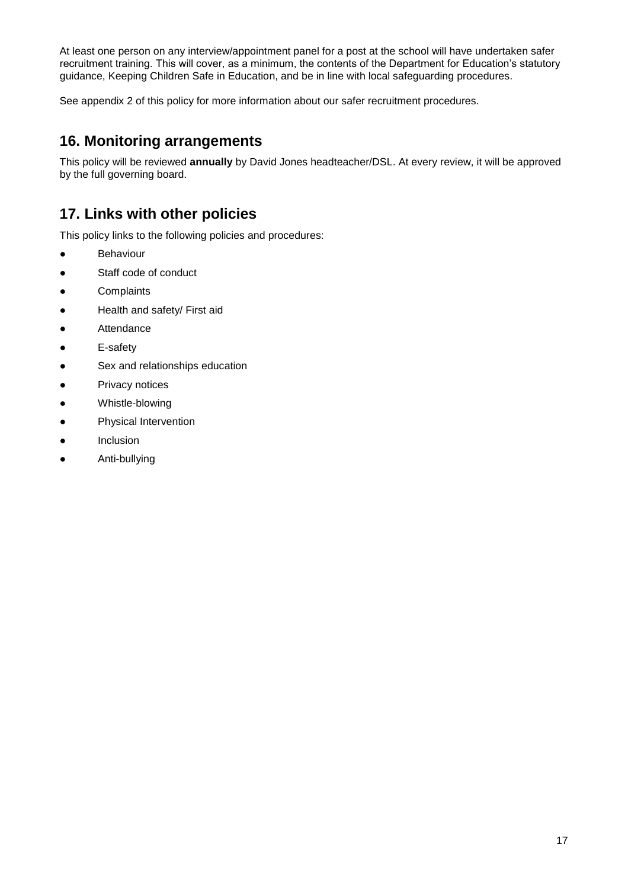At least one person on any interview/appointment panel for a post at the school will have undertaken safer recruitment training. This will cover, as a minimum, the contents of the Department for Education's statutory guidance, Keeping Children Safe in Education, and be in line with local safeguarding procedures.

See appendix 2 of this policy for more information about our safer recruitment procedures.

## 16. Monitoring arrangements

This policy will be reviewed **annually** by David Jones headteacher/DSL. At every review, it will be approved by the full governing board.

## 17. Links with other policies

This policy links to the following policies and procedures:

- Behaviour
- Staff code of conduct
- Complaints
- Health and safety/ First aid
- Attendance
- E-safety
- Sex and relationships education
- Privacy notices
- Whistle-blowing
- Physical Intervention
- Inclusion
- Anti-bullying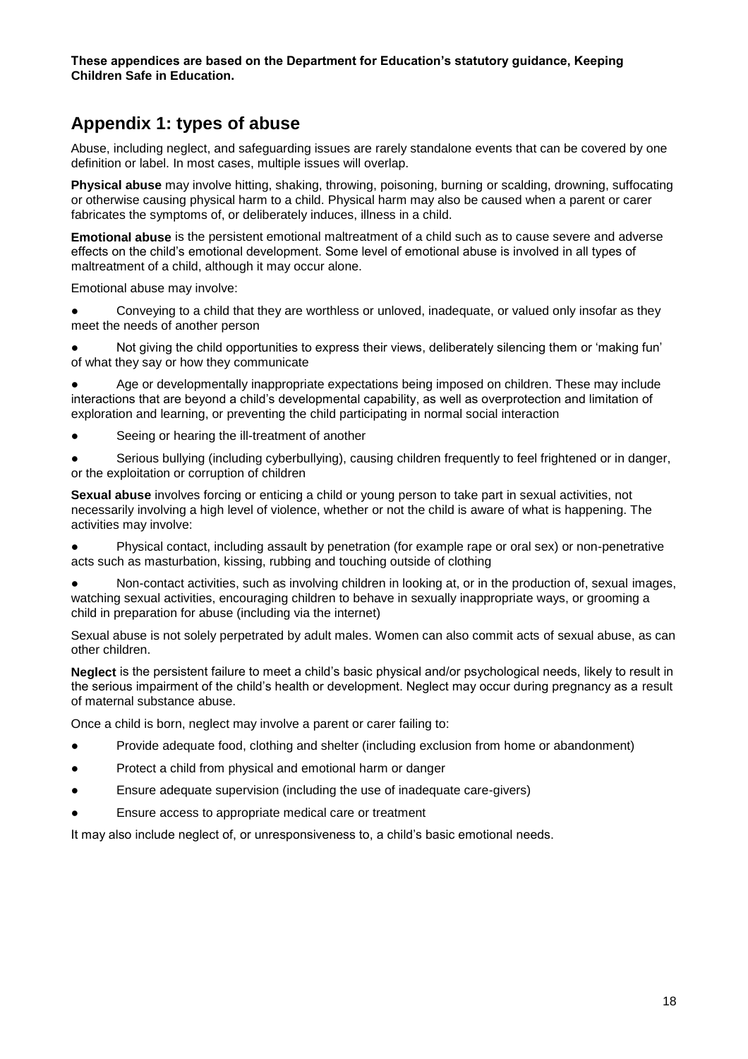**These appendices are based on the Department for Education's statutory guidance, Keeping Children Safe in Education.**

## Appendix 1: types of abuse

Abuse, including neglect, and safeguarding issues are rarely standalone events that can be covered by one definition or label. In most cases, multiple issues will overlap.

**Physical abuse** may involve hitting, shaking, throwing, poisoning, burning or scalding, drowning, suffocating or otherwise causing physical harm to a child. Physical harm may also be caused when a parent or carer fabricates the symptoms of, or deliberately induces, illness in a child.

**Emotional abuse** is the persistent emotional maltreatment of a child such as to cause severe and adverse effects on the child's emotional development. Some level of emotional abuse is involved in all types of maltreatment of a child, although it may occur alone.

Emotional abuse may involve:

- Conveying to a child that they are worthless or unloved, inadequate, or valued only insofar as they meet the needs of another person
- Not giving the child opportunities to express their views, deliberately silencing them or 'making fun' of what they say or how they communicate
- Age or developmentally inappropriate expectations being imposed on children. These may include interactions that are beyond a child's developmental capability, as well as overprotection and limitation of exploration and learning, or preventing the child participating in normal social interaction
- Seeing or hearing the ill-treatment of another
- Serious bullying (including cyberbullying), causing children frequently to feel frightened or in danger, or the exploitation or corruption of children

**Sexual abuse** involves forcing or enticing a child or young person to take part in sexual activities, not necessarily involving a high level of violence, whether or not the child is aware of what is happening. The activities may involve:

- Physical contact, including assault by penetration (for example rape or oral sex) or non-penetrative acts such as masturbation, kissing, rubbing and touching outside of clothing
- Non-contact activities, such as involving children in looking at, or in the production of, sexual images, watching sexual activities, encouraging children to behave in sexually inappropriate ways, or grooming a child in preparation for abuse (including via the internet)

Sexual abuse is not solely perpetrated by adult males. Women can also commit acts of sexual abuse, as can other children.

**Neglect** is the persistent failure to meet a child's basic physical and/or psychological needs, likely to result in the serious impairment of the child's health or development. Neglect may occur during pregnancy as a result of maternal substance abuse.

Once a child is born, neglect may involve a parent or carer failing to:

- Provide adequate food, clothing and shelter (including exclusion from home or abandonment)
- Protect a child from physical and emotional harm or danger
- Ensure adequate supervision (including the use of inadequate care-givers)
- Ensure access to appropriate medical care or treatment

It may also include neglect of, or unresponsiveness to, a child's basic emotional needs.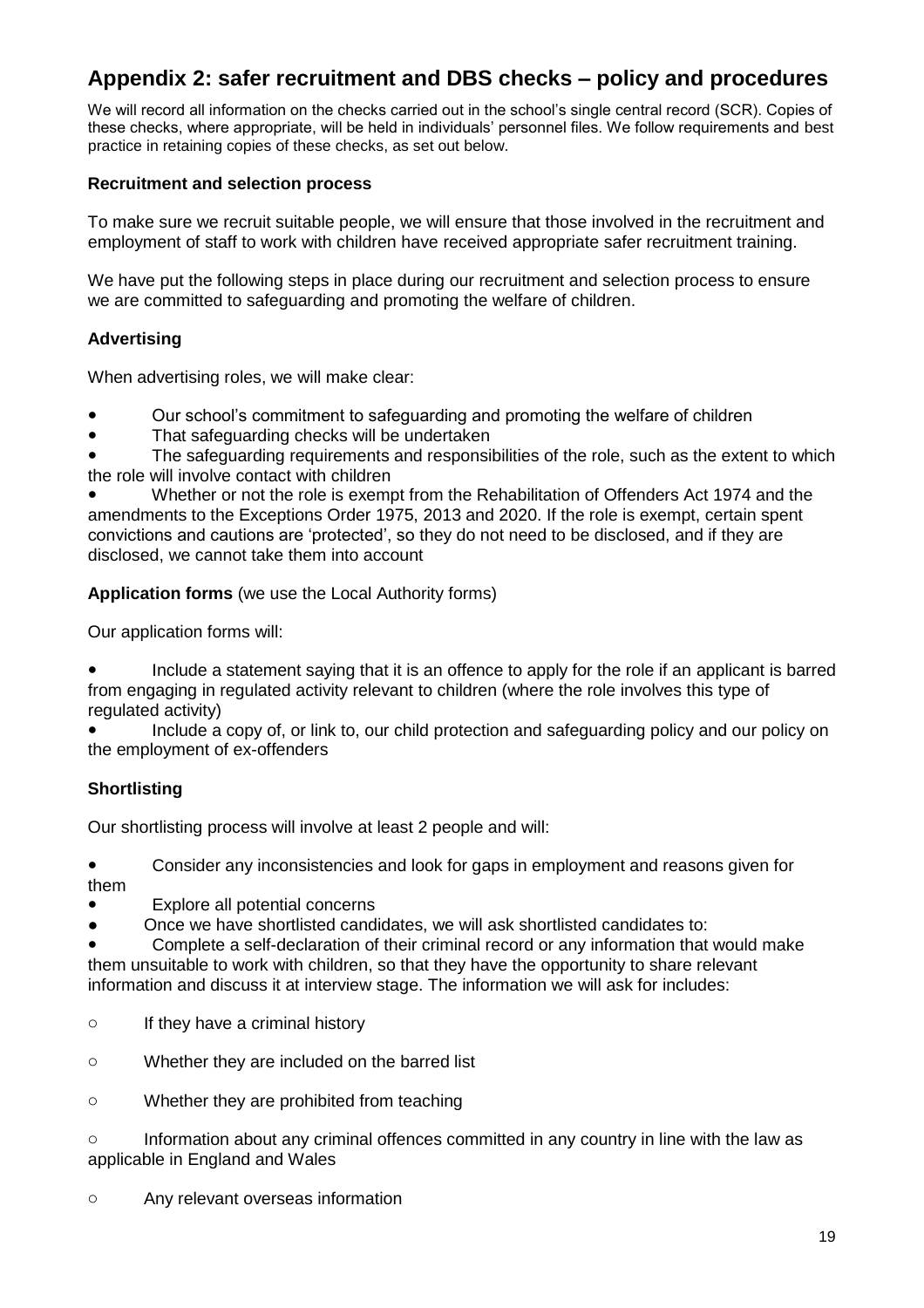## Appendix 2: safer recruitment and DBS checks – policy and procedures

We will record all information on the checks carried out in the school's single central record (SCR). Copies of these checks, where appropriate, will be held in individuals' personnel files. We follow requirements and best practice in retaining copies of these checks, as set out below.

**Recruitment and selection process**

To make sure we recruit suitable people, we will ensure that those involved in the recruitment and employment of staff to work with children have received appropriate safer recruitment training.

We have put the following steps in place during our recruitment and selection process to ensure we are committed to safeguarding and promoting the welfare of children.

**Advertising**

When advertising roles, we will make clear:

- Our school's commitment to safeguarding and promoting the welfare of children
- That safeguarding checks will be undertaken
- The safeguarding requirements and responsibilities of the role, such as the extent to which the role will involve contact with children
- Whether or not the role is exempt from the Rehabilitation of Offenders Act 1974 and the amendments to the Exceptions Order 1975, 2013 and 2020. If the role is exempt, certain spent convictions and cautions are 'protected', so they do not need to be disclosed, and if they are disclosed, we cannot take them into account

**Application forms** (we use the Local Authority forms)

Our application forms will:

- Include a statement saying that it is an offence to apply for the role if an applicant is barred from engaging in regulated activity relevant to children (where the role involves this type of regulated activity)
- Include a copy of, or link to, our child protection and safeguarding policy and our policy on the employment of ex-offenders

**Shortlisting**

Our shortlisting process will involve at least 2 people and will:

- Consider any inconsistencies and look for gaps in employment and reasons given for them
- Explore all potential concerns
- Once we have shortlisted candidates, we will ask shortlisted candidates to:
- Complete a self-declaration of their criminal record or any information that would make them unsuitable to work with children, so that they have the opportunity to share relevant information and discuss it at interview stage. The information we will ask for includes:
  - If they have a criminal history
  - Whether they are included on the barred list
  - Whether they are prohibited from teaching
  - Information about any criminal offences committed in any country in line with the law as applicable in England and Wales
  - Any relevant overseas information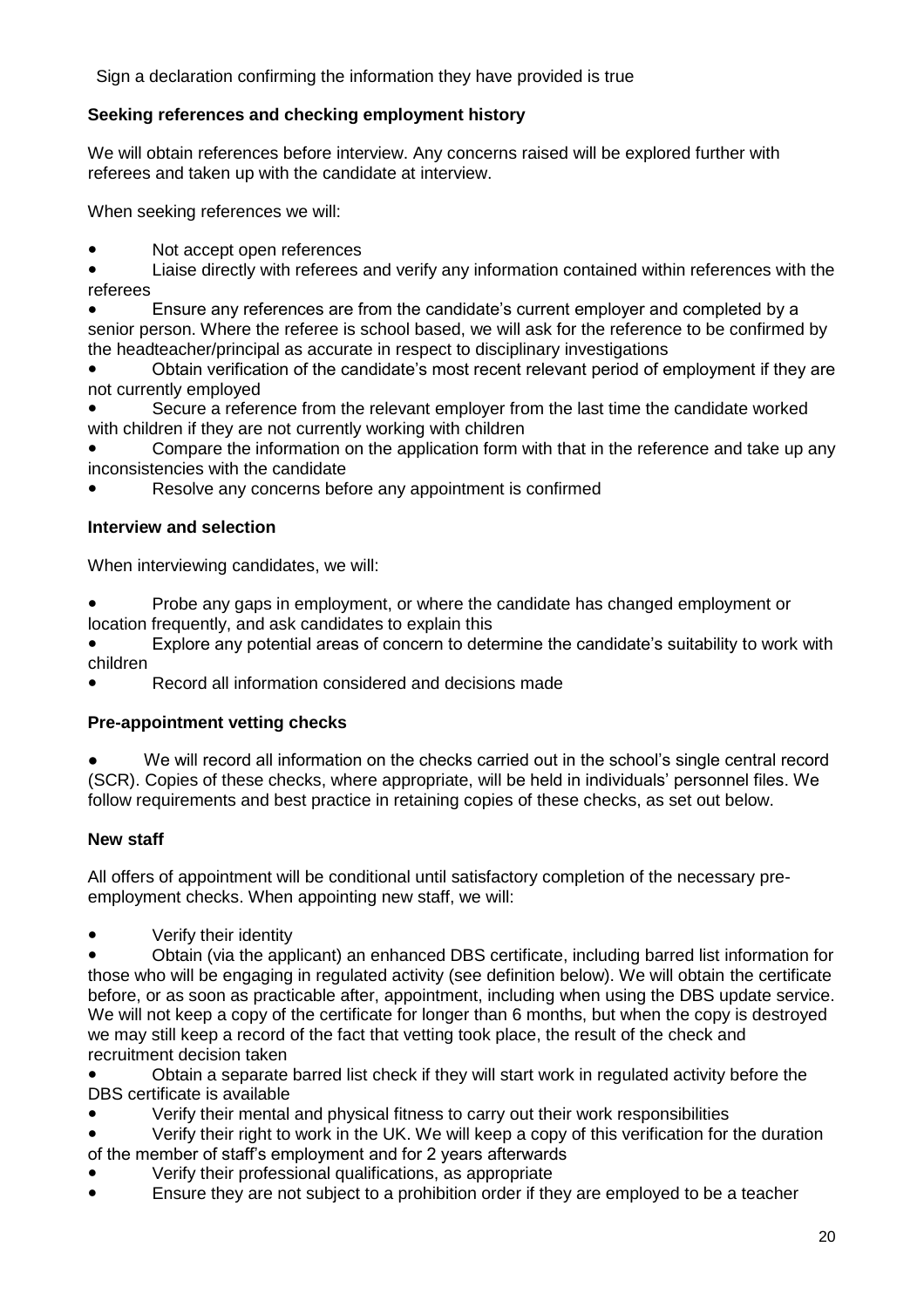Sign a declaration confirming the information they have provided is true

**Seeking references and checking employment history**

We will obtain references before interview. Any concerns raised will be explored further with referees and taken up with the candidate at interview.

When seeking references we will:

- Not accept open references
- Liaise directly with referees and verify any information contained within references with the referees
- Ensure any references are from the candidate's current employer and completed by a senior person. Where the referee is school based, we will ask for the reference to be confirmed by the headteacher/principal as accurate in respect to disciplinary investigations
- Obtain verification of the candidate's most recent relevant period of employment if they are not currently employed
- Secure a reference from the relevant employer from the last time the candidate worked with children if they are not currently working with children
- Compare the information on the application form with that in the reference and take up any inconsistencies with the candidate
- Resolve any concerns before any appointment is confirmed

**Interview and selection**

When interviewing candidates, we will:

- Probe any gaps in employment, or where the candidate has changed employment or location frequently, and ask candidates to explain this
- Explore any potential areas of concern to determine the candidate's suitability to work with children
- Record all information considered and decisions made

**Pre-appointment vetting checks**

- We will record all information on the checks carried out in the school's single central record (SCR). Copies of these checks, where appropriate, will be held in individuals' personnel files. We follow requirements and best practice in retaining copies of these checks, as set out below.

**New staff**

All offers of appointment will be conditional until satisfactory completion of the necessary pre-employment checks. When appointing new staff, we will:

- Verify their identity
- Obtain (via the applicant) an enhanced DBS certificate, including barred list information for those who will be engaging in regulated activity (see definition below). We will obtain the certificate before, or as soon as practicable after, appointment, including when using the DBS update service. We will not keep a copy of the certificate for longer than 6 months, but when the copy is destroyed we may still keep a record of the fact that vetting took place, the result of the check and recruitment decision taken
- Obtain a separate barred list check if they will start work in regulated activity before the DBS certificate is available
- Verify their mental and physical fitness to carry out their work responsibilities
- Verify their right to work in the UK. We will keep a copy of this verification for the duration of the member of staff's employment and for 2 years afterwards
- Verify their professional qualifications, as appropriate
- Ensure they are not subject to a prohibition order if they are employed to be a teacher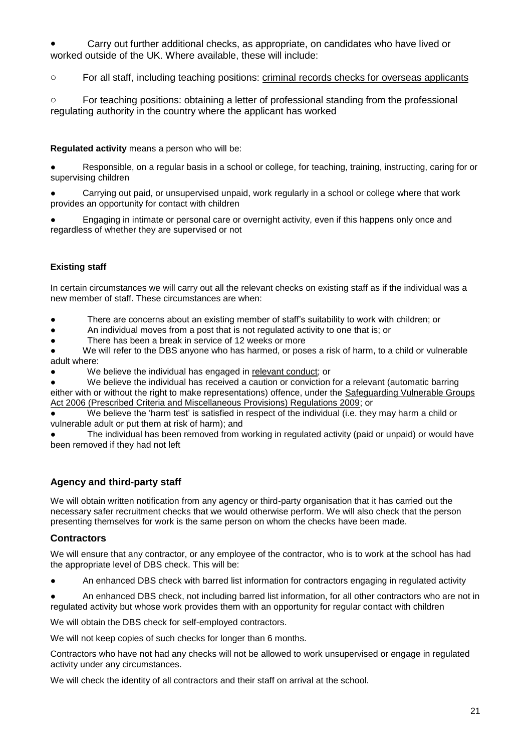- Carry out further additional checks, as appropriate, on candidates who have lived or worked outside of the UK. Where available, these will include:
  - For all staff, including teaching positions: criminal records checks for overseas applicants
  - For teaching positions: obtaining a letter of professional standing from the professional regulating authority in the country where the applicant has worked

**Regulated activity** means a person who will be:

- Responsible, on a regular basis in a school or college, for teaching, training, instructing, caring for or supervising children
- Carrying out paid, or unsupervised unpaid, work regularly in a school or college where that work provides an opportunity for contact with children
- Engaging in intimate or personal care or overnight activity, even if this happens only once and regardless of whether they are supervised or not

#### Existing staff

In certain circumstances we will carry out all the relevant checks on existing staff as if the individual was a new member of staff. These circumstances are when:

- There are concerns about an existing member of staff's suitability to work with children; or
- An individual moves from a post that is not regulated activity to one that is; or
- There has been a break in service of 12 weeks or more
- We will refer to the DBS anyone who has harmed, or poses a risk of harm, to a child or vulnerable adult where:
- We believe the individual has engaged in relevant conduct; or
- We believe the individual has received a caution or conviction for a relevant (automatic barring either with or without the right to make representations) offence, under the Safeguarding Vulnerable Groups Act 2006 (Prescribed Criteria and Miscellaneous Provisions) Regulations 2009; or
- We believe the 'harm test' is satisfied in respect of the individual (i.e. they may harm a child or vulnerable adult or put them at risk of harm); and
- The individual has been removed from working in regulated activity (paid or unpaid) or would have been removed if they had not left

### Agency and third-party staff

We will obtain written notification from any agency or third-party organisation that it has carried out the necessary safer recruitment checks that we would otherwise perform. We will also check that the person presenting themselves for work is the same person on whom the checks have been made.

### Contractors

We will ensure that any contractor, or any employee of the contractor, who is to work at the school has had the appropriate level of DBS check. This will be:

- An enhanced DBS check with barred list information for contractors engaging in regulated activity
- An enhanced DBS check, not including barred list information, for all other contractors who are not in regulated activity but whose work provides them with an opportunity for regular contact with children

We will obtain the DBS check for self-employed contractors.

We will not keep copies of such checks for longer than 6 months.

Contractors who have not had any checks will not be allowed to work unsupervised or engage in regulated activity under any circumstances.

We will check the identity of all contractors and their staff on arrival at the school.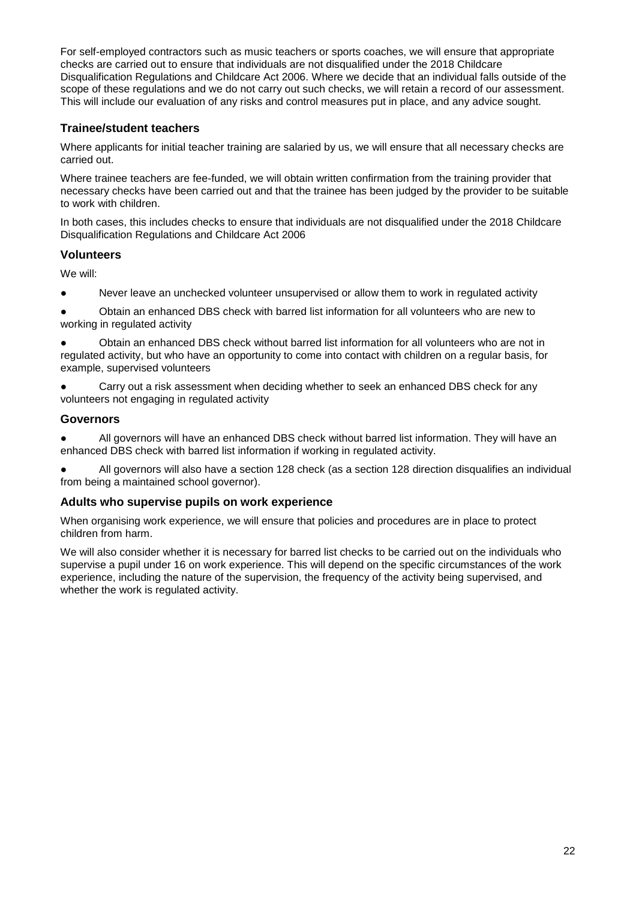For self-employed contractors such as music teachers or sports coaches, we will ensure that appropriate checks are carried out to ensure that individuals are not disqualified under the 2018 Childcare Disqualification Regulations and Childcare Act 2006. Where we decide that an individual falls outside of the scope of these regulations and we do not carry out such checks, we will retain a record of our assessment. This will include our evaluation of any risks and control measures put in place, and any advice sought.

### Trainee/student teachers

Where applicants for initial teacher training are salaried by us, we will ensure that all necessary checks are carried out.

Where trainee teachers are fee-funded, we will obtain written confirmation from the training provider that necessary checks have been carried out and that the trainee has been judged by the provider to be suitable to work with children.

In both cases, this includes checks to ensure that individuals are not disqualified under the 2018 Childcare Disqualification Regulations and Childcare Act 2006

### Volunteers

We will:

- Never leave an unchecked volunteer unsupervised or allow them to work in regulated activity
- Obtain an enhanced DBS check with barred list information for all volunteers who are new to working in regulated activity
- Obtain an enhanced DBS check without barred list information for all volunteers who are not in regulated activity, but who have an opportunity to come into contact with children on a regular basis, for example, supervised volunteers
- Carry out a risk assessment when deciding whether to seek an enhanced DBS check for any volunteers not engaging in regulated activity

### Governors

- All governors will have an enhanced DBS check without barred list information. They will have an enhanced DBS check with barred list information if working in regulated activity.
- All governors will also have a section 128 check (as a section 128 direction disqualifies an individual from being a maintained school governor).

### Adults who supervise pupils on work experience

When organising work experience, we will ensure that policies and procedures are in place to protect children from harm.

We will also consider whether it is necessary for barred list checks to be carried out on the individuals who supervise a pupil under 16 on work experience. This will depend on the specific circumstances of the work experience, including the nature of the supervision, the frequency of the activity being supervised, and whether the work is regulated activity.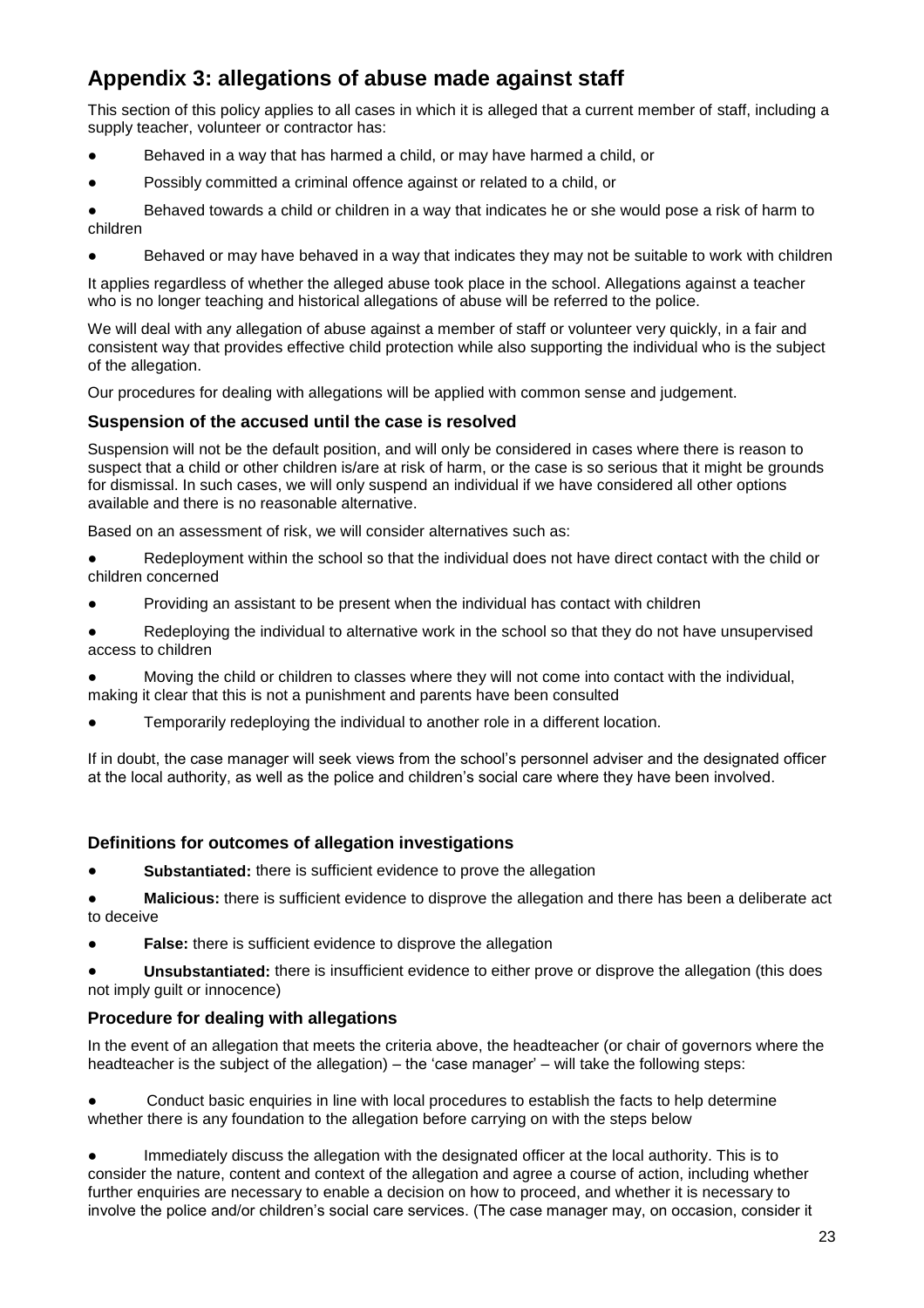## Appendix 3: allegations of abuse made against staff

This section of this policy applies to all cases in which it is alleged that a current member of staff, including a supply teacher, volunteer or contractor has:

- Behaved in a way that has harmed a child, or may have harmed a child, or
- Possibly committed a criminal offence against or related to a child, or
- Behaved towards a child or children in a way that indicates he or she would pose a risk of harm to children
- Behaved or may have behaved in a way that indicates they may not be suitable to work with children

It applies regardless of whether the alleged abuse took place in the school. Allegations against a teacher who is no longer teaching and historical allegations of abuse will be referred to the police.

We will deal with any allegation of abuse against a member of staff or volunteer very quickly, in a fair and consistent way that provides effective child protection while also supporting the individual who is the subject of the allegation.

Our procedures for dealing with allegations will be applied with common sense and judgement.

### Suspension of the accused until the case is resolved

Suspension will not be the default position, and will only be considered in cases where there is reason to suspect that a child or other children is/are at risk of harm, or the case is so serious that it might be grounds for dismissal. In such cases, we will only suspend an individual if we have considered all other options available and there is no reasonable alternative.

Based on an assessment of risk, we will consider alternatives such as:

- Redeployment within the school so that the individual does not have direct contact with the child or children concerned
- Providing an assistant to be present when the individual has contact with children
- Redeploying the individual to alternative work in the school so that they do not have unsupervised access to children
- Moving the child or children to classes where they will not come into contact with the individual, making it clear that this is not a punishment and parents have been consulted
- Temporarily redeploying the individual to another role in a different location.

If in doubt, the case manager will seek views from the school's personnel adviser and the designated officer at the local authority, as well as the police and children's social care where they have been involved.

### Definitions for outcomes of allegation investigations

- **Substantiated:** there is sufficient evidence to prove the allegation
- **Malicious:** there is sufficient evidence to disprove the allegation and there has been a deliberate act to deceive
- **False:** there is sufficient evidence to disprove the allegation
- **Unsubstantiated:** there is insufficient evidence to either prove or disprove the allegation (this does not imply guilt or innocence)

### Procedure for dealing with allegations

In the event of an allegation that meets the criteria above, the headteacher (or chair of governors where the headteacher is the subject of the allegation) – the 'case manager' – will take the following steps:

- Conduct basic enquiries in line with local procedures to establish the facts to help determine whether there is any foundation to the allegation before carrying on with the steps below
- Immediately discuss the allegation with the designated officer at the local authority. This is to consider the nature, content and context of the allegation and agree a course of action, including whether further enquiries are necessary to enable a decision on how to proceed, and whether it is necessary to involve the police and/or children's social care services. (The case manager may, on occasion, consider it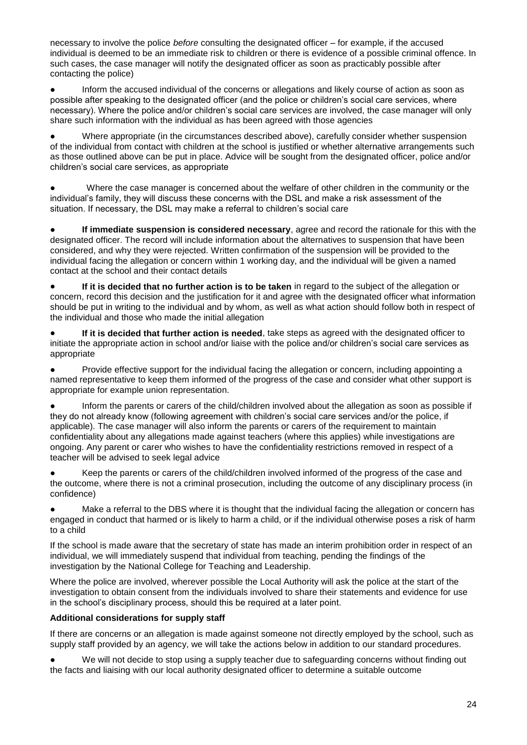necessary to involve the police *before* consulting the designated officer – for example, if the accused individual is deemed to be an immediate risk to children or there is evidence of a possible criminal offence. In such cases, the case manager will notify the designated officer as soon as practicably possible after contacting the police)

- Inform the accused individual of the concerns or allegations and likely course of action as soon as possible after speaking to the designated officer (and the police or children's social care services, where necessary). Where the police and/or children's social care services are involved, the case manager will only share such information with the individual as has been agreed with those agencies
- Where appropriate (in the circumstances described above), carefully consider whether suspension of the individual from contact with children at the school is justified or whether alternative arrangements such as those outlined above can be put in place. Advice will be sought from the designated officer, police and/or children's social care services, as appropriate
- Where the case manager is concerned about the welfare of other children in the community or the individual's family, they will discuss these concerns with the DSL and make a risk assessment of the situation. If necessary, the DSL may make a referral to children's social care
- **If immediate suspension is considered necessary**, agree and record the rationale for this with the designated officer. The record will include information about the alternatives to suspension that have been considered, and why they were rejected. Written confirmation of the suspension will be provided to the individual facing the allegation or concern within 1 working day, and the individual will be given a named contact at the school and their contact details
- **If it is decided that no further action is to be taken** in regard to the subject of the allegation or concern, record this decision and the justification for it and agree with the designated officer what information should be put in writing to the individual and by whom, as well as what action should follow both in respect of the individual and those who made the initial allegation
- **If it is decided that further action is needed**, take steps as agreed with the designated officer to initiate the appropriate action in school and/or liaise with the police and/or children's social care services as appropriate
- Provide effective support for the individual facing the allegation or concern, including appointing a named representative to keep them informed of the progress of the case and consider what other support is appropriate for example union representation.
- Inform the parents or carers of the child/children involved about the allegation as soon as possible if they do not already know (following agreement with children's social care services and/or the police, if applicable). The case manager will also inform the parents or carers of the requirement to maintain confidentiality about any allegations made against teachers (where this applies) while investigations are ongoing. Any parent or carer who wishes to have the confidentiality restrictions removed in respect of a teacher will be advised to seek legal advice
- Keep the parents or carers of the child/children involved informed of the progress of the case and the outcome, where there is not a criminal prosecution, including the outcome of any disciplinary process (in confidence)
- Make a referral to the DBS where it is thought that the individual facing the allegation or concern has engaged in conduct that harmed or is likely to harm a child, or if the individual otherwise poses a risk of harm to a child

If the school is made aware that the secretary of state has made an interim prohibition order in respect of an individual, we will immediately suspend that individual from teaching, pending the findings of the investigation by the National College for Teaching and Leadership.

Where the police are involved, wherever possible the Local Authority will ask the police at the start of the investigation to obtain consent from the individuals involved to share their statements and evidence for use in the school's disciplinary process, should this be required at a later point.

**Additional considerations for supply staff**

If there are concerns or an allegation is made against someone not directly employed by the school, such as supply staff provided by an agency, we will take the actions below in addition to our standard procedures.

- We will not decide to stop using a supply teacher due to safeguarding concerns without finding out the facts and liaising with our local authority designated officer to determine a suitable outcome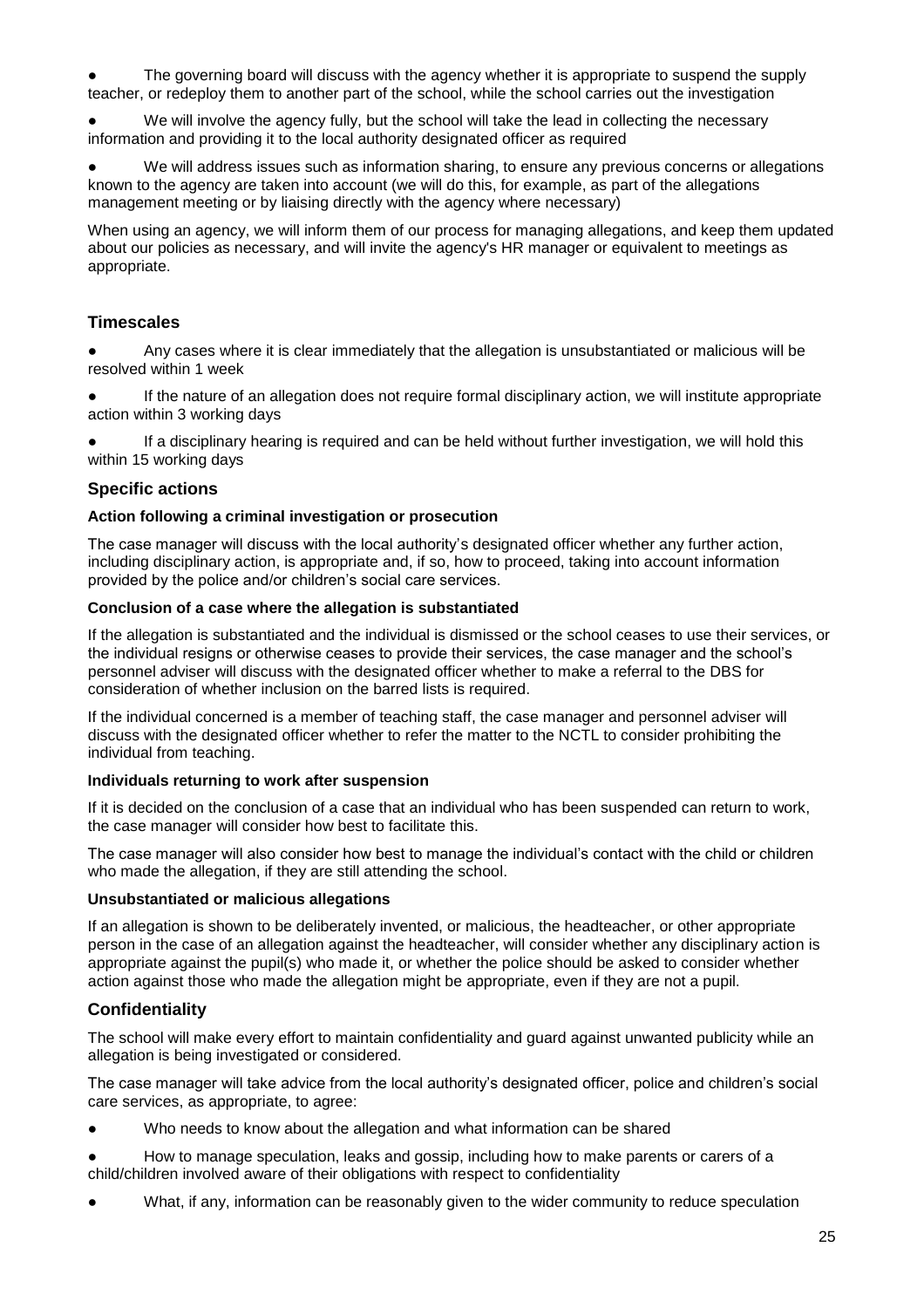- The governing board will discuss with the agency whether it is appropriate to suspend the supply teacher, or redeploy them to another part of the school, while the school carries out the investigation
- We will involve the agency fully, but the school will take the lead in collecting the necessary information and providing it to the local authority designated officer as required
- We will address issues such as information sharing, to ensure any previous concerns or allegations known to the agency are taken into account (we will do this, for example, as part of the allegations management meeting or by liaising directly with the agency where necessary)

When using an agency, we will inform them of our process for managing allegations, and keep them updated about our policies as necessary, and will invite the agency's HR manager or equivalent to meetings as appropriate.

## Timescales

- Any cases where it is clear immediately that the allegation is unsubstantiated or malicious will be resolved within 1 week
- If the nature of an allegation does not require formal disciplinary action, we will institute appropriate action within 3 working days
- If a disciplinary hearing is required and can be held without further investigation, we will hold this within 15 working days

## Specific actions

**Action following a criminal investigation or prosecution**

The case manager will discuss with the local authority's designated officer whether any further action, including disciplinary action, is appropriate and, if so, how to proceed, taking into account information provided by the police and/or children's social care services.

**Conclusion of a case where the allegation is substantiated**

If the allegation is substantiated and the individual is dismissed or the school ceases to use their services, or the individual resigns or otherwise ceases to provide their services, the case manager and the school's personnel adviser will discuss with the designated officer whether to make a referral to the DBS for consideration of whether inclusion on the barred lists is required.

If the individual concerned is a member of teaching staff, the case manager and personnel adviser will discuss with the designated officer whether to refer the matter to the NCTL to consider prohibiting the individual from teaching.

**Individuals returning to work after suspension**

If it is decided on the conclusion of a case that an individual who has been suspended can return to work, the case manager will consider how best to facilitate this.

The case manager will also consider how best to manage the individual's contact with the child or children who made the allegation, if they are still attending the school.

**Unsubstantiated or malicious allegations**

If an allegation is shown to be deliberately invented, or malicious, the headteacher, or other appropriate person in the case of an allegation against the headteacher, will consider whether any disciplinary action is appropriate against the pupil(s) who made it, or whether the police should be asked to consider whether action against those who made the allegation might be appropriate, even if they are not a pupil.

## Confidentiality

The school will make every effort to maintain confidentiality and guard against unwanted publicity while an allegation is being investigated or considered.

The case manager will take advice from the local authority's designated officer, police and children's social care services, as appropriate, to agree:

- Who needs to know about the allegation and what information can be shared
- How to manage speculation, leaks and gossip, including how to make parents or carers of a child/children involved aware of their obligations with respect to confidentiality
- What, if any, information can be reasonably given to the wider community to reduce speculation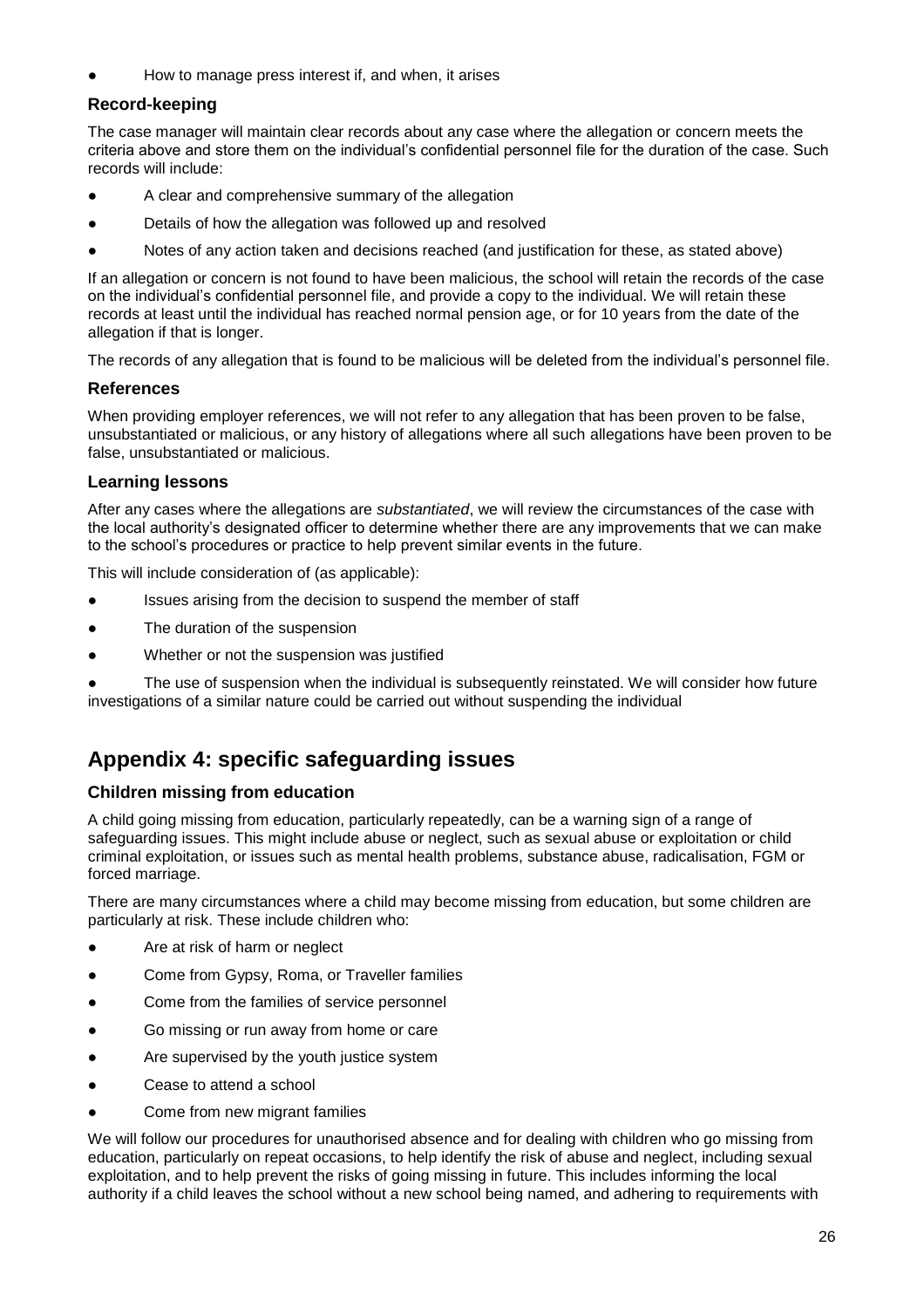- How to manage press interest if, and when, it arises

### Record-keeping

The case manager will maintain clear records about any case where the allegation or concern meets the criteria above and store them on the individual's confidential personnel file for the duration of the case. Such records will include:

- A clear and comprehensive summary of the allegation
- Details of how the allegation was followed up and resolved
- Notes of any action taken and decisions reached (and justification for these, as stated above)

If an allegation or concern is not found to have been malicious, the school will retain the records of the case on the individual's confidential personnel file, and provide a copy to the individual. We will retain these records at least until the individual has reached normal pension age, or for 10 years from the date of the allegation if that is longer.

The records of any allegation that is found to be malicious will be deleted from the individual's personnel file.

### References

When providing employer references, we will not refer to any allegation that has been proven to be false, unsubstantiated or malicious, or any history of allegations where all such allegations have been proven to be false, unsubstantiated or malicious.

### Learning lessons

After any cases where the allegations are *substantiated*, we will review the circumstances of the case with the local authority's designated officer to determine whether there are any improvements that we can make to the school's procedures or practice to help prevent similar events in the future.

This will include consideration of (as applicable):

- Issues arising from the decision to suspend the member of staff
- The duration of the suspension
- Whether or not the suspension was justified
- The use of suspension when the individual is subsequently reinstated. We will consider how future investigations of a similar nature could be carried out without suspending the individual

## Appendix 4: specific safeguarding issues

### Children missing from education

A child going missing from education, particularly repeatedly, can be a warning sign of a range of safeguarding issues. This might include abuse or neglect, such as sexual abuse or exploitation or child criminal exploitation, or issues such as mental health problems, substance abuse, radicalisation, FGM or forced marriage.

There are many circumstances where a child may become missing from education, but some children are particularly at risk. These include children who:

- Are at risk of harm or neglect
- Come from Gypsy, Roma, or Traveller families
- Come from the families of service personnel
- Go missing or run away from home or care
- Are supervised by the youth justice system
- Cease to attend a school
- Come from new migrant families

We will follow our procedures for unauthorised absence and for dealing with children who go missing from education, particularly on repeat occasions, to help identify the risk of abuse and neglect, including sexual exploitation, and to help prevent the risks of going missing in future. This includes informing the local authority if a child leaves the school without a new school being named, and adhering to requirements with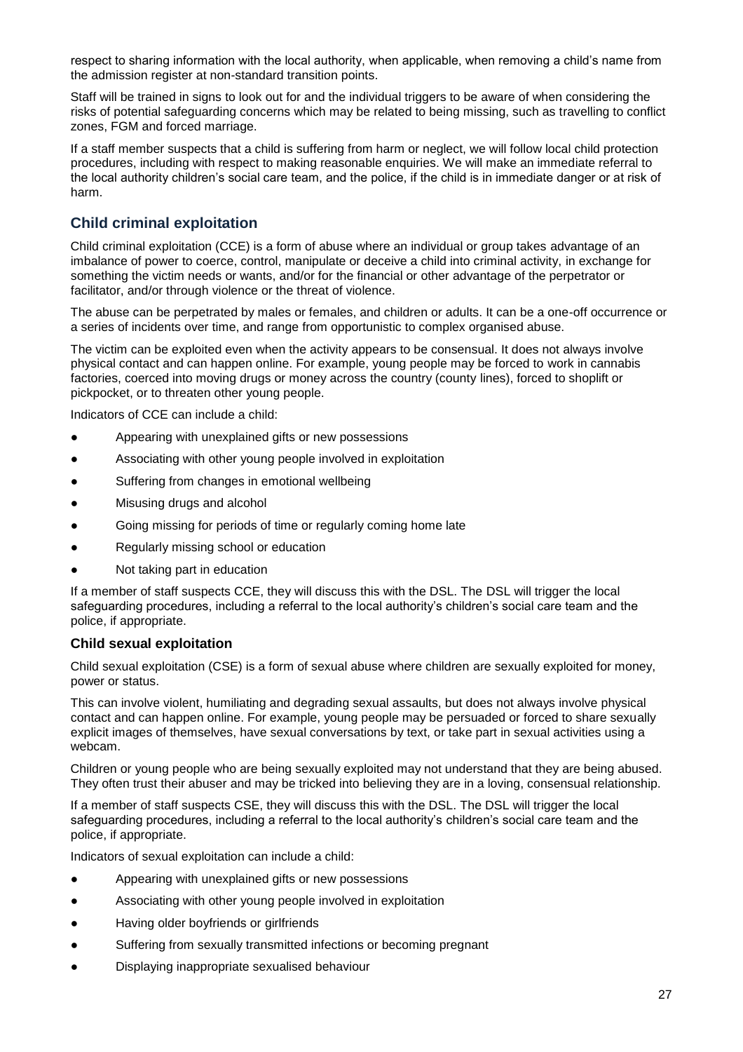respect to sharing information with the local authority, when applicable, when removing a child's name from the admission register at non-standard transition points.

Staff will be trained in signs to look out for and the individual triggers to be aware of when considering the risks of potential safeguarding concerns which may be related to being missing, such as travelling to conflict zones, FGM and forced marriage.

If a staff member suspects that a child is suffering from harm or neglect, we will follow local child protection procedures, including with respect to making reasonable enquiries. We will make an immediate referral to the local authority children's social care team, and the police, if the child is in immediate danger or at risk of harm.

## Child criminal exploitation

Child criminal exploitation (CCE) is a form of abuse where an individual or group takes advantage of an imbalance of power to coerce, control, manipulate or deceive a child into criminal activity, in exchange for something the victim needs or wants, and/or for the financial or other advantage of the perpetrator or facilitator, and/or through violence or the threat of violence.

The abuse can be perpetrated by males or females, and children or adults. It can be a one-off occurrence or a series of incidents over time, and range from opportunistic to complex organised abuse.

The victim can be exploited even when the activity appears to be consensual. It does not always involve physical contact and can happen online. For example, young people may be forced to work in cannabis factories, coerced into moving drugs or money across the country (county lines), forced to shoplift or pickpocket, or to threaten other young people.

Indicators of CCE can include a child:

- Appearing with unexplained gifts or new possessions
- Associating with other young people involved in exploitation
- Suffering from changes in emotional wellbeing
- Misusing drugs and alcohol
- Going missing for periods of time or regularly coming home late
- Regularly missing school or education
- Not taking part in education

If a member of staff suspects CCE, they will discuss this with the DSL. The DSL will trigger the local safeguarding procedures, including a referral to the local authority's children's social care team and the police, if appropriate.

### Child sexual exploitation

Child sexual exploitation (CSE) is a form of sexual abuse where children are sexually exploited for money, power or status.

This can involve violent, humiliating and degrading sexual assaults, but does not always involve physical contact and can happen online. For example, young people may be persuaded or forced to share sexually explicit images of themselves, have sexual conversations by text, or take part in sexual activities using a webcam.

Children or young people who are being sexually exploited may not understand that they are being abused. They often trust their abuser and may be tricked into believing they are in a loving, consensual relationship.

If a member of staff suspects CSE, they will discuss this with the DSL. The DSL will trigger the local safeguarding procedures, including a referral to the local authority's children's social care team and the police, if appropriate.

Indicators of sexual exploitation can include a child:

- Appearing with unexplained gifts or new possessions
- Associating with other young people involved in exploitation
- Having older boyfriends or girlfriends
- Suffering from sexually transmitted infections or becoming pregnant
- Displaying inappropriate sexualised behaviour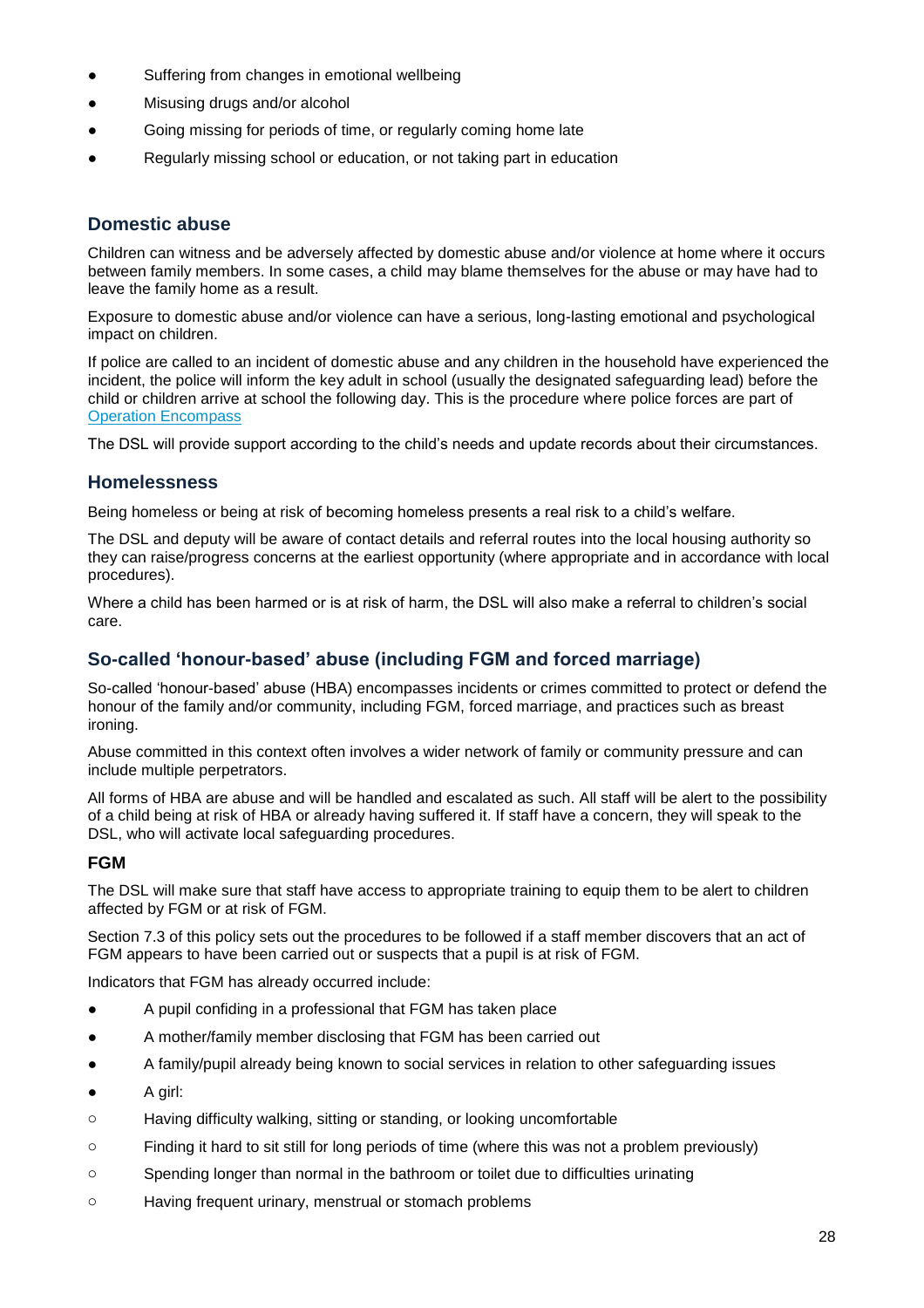- Suffering from changes in emotional wellbeing
- Misusing drugs and/or alcohol
- Going missing for periods of time, or regularly coming home late
- Regularly missing school or education, or not taking part in education

### Domestic abuse

Children can witness and be adversely affected by domestic abuse and/or violence at home where it occurs between family members. In some cases, a child may blame themselves for the abuse or may have had to leave the family home as a result.

Exposure to domestic abuse and/or violence can have a serious, long-lasting emotional and psychological impact on children.

If police are called to an incident of domestic abuse and any children in the household have experienced the incident, the police will inform the key adult in school (usually the designated safeguarding lead) before the child or children arrive at school the following day. This is the procedure where police forces are part of Operation Encompass

The DSL will provide support according to the child's needs and update records about their circumstances.

### Homelessness

Being homeless or being at risk of becoming homeless presents a real risk to a child's welfare.

The DSL and deputy will be aware of contact details and referral routes into the local housing authority so they can raise/progress concerns at the earliest opportunity (where appropriate and in accordance with local procedures).

Where a child has been harmed or is at risk of harm, the DSL will also make a referral to children's social care.

### So-called 'honour-based' abuse (including FGM and forced marriage)

So-called 'honour-based' abuse (HBA) encompasses incidents or crimes committed to protect or defend the honour of the family and/or community, including FGM, forced marriage, and practices such as breast ironing.

Abuse committed in this context often involves a wider network of family or community pressure and can include multiple perpetrators.

All forms of HBA are abuse and will be handled and escalated as such. All staff will be alert to the possibility of a child being at risk of HBA or already having suffered it. If staff have a concern, they will speak to the DSL, who will activate local safeguarding procedures.

#### FGM

The DSL will make sure that staff have access to appropriate training to equip them to be alert to children affected by FGM or at risk of FGM.

Section 7.3 of this policy sets out the procedures to be followed if a staff member discovers that an act of FGM appears to have been carried out or suspects that a pupil is at risk of FGM.

Indicators that FGM has already occurred include:

- A pupil confiding in a professional that FGM has taken place
- A mother/family member disclosing that FGM has been carried out
- A family/pupil already being known to social services in relation to other safeguarding issues
- A girl:
  - Having difficulty walking, sitting or standing, or looking uncomfortable
  - Finding it hard to sit still for long periods of time (where this was not a problem previously)
  - Spending longer than normal in the bathroom or toilet due to difficulties urinating
  - Having frequent urinary, menstrual or stomach problems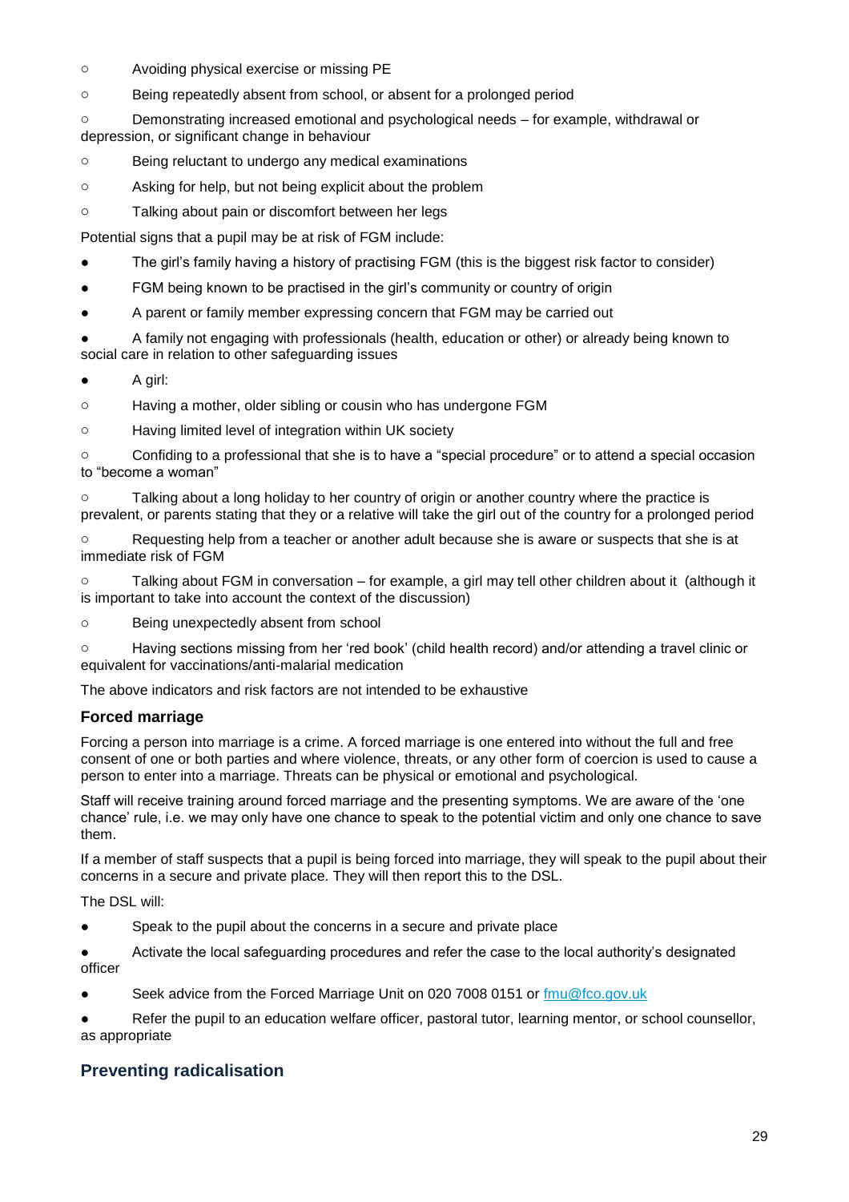- Avoiding physical exercise or missing PE
- Being repeatedly absent from school, or absent for a prolonged period
- Demonstrating increased emotional and psychological needs – for example, withdrawal or depression, or significant change in behaviour
- Being reluctant to undergo any medical examinations
- Asking for help, but not being explicit about the problem
- Talking about pain or discomfort between her legs

Potential signs that a pupil may be at risk of FGM include:

- The girl's family having a history of practising FGM (this is the biggest risk factor to consider)
- FGM being known to be practised in the girl's community or country of origin
- A parent or family member expressing concern that FGM may be carried out
- A family not engaging with professionals (health, education or other) or already being known to social care in relation to other safeguarding issues
- A girl:
    - Having a mother, older sibling or cousin who has undergone FGM
    - Having limited level of integration within UK society
    - Confiding to a professional that she is to have a "special procedure" or to attend a special occasion to "become a woman"
    - Talking about a long holiday to her country of origin or another country where the practice is prevalent, or parents stating that they or a relative will take the girl out of the country for a prolonged period
    - Requesting help from a teacher or another adult because she is aware or suspects that she is at immediate risk of FGM
    - Talking about FGM in conversation – for example, a girl may tell other children about it (although it is important to take into account the context of the discussion)
    - Being unexpectedly absent from school
    - Having sections missing from her 'red book' (child health record) and/or attending a travel clinic or equivalent for vaccinations/anti-malarial medication

The above indicators and risk factors are not intended to be exhaustive

### Forced marriage

Forcing a person into marriage is a crime. A forced marriage is one entered into without the full and free consent of one or both parties and where violence, threats, or any other form of coercion is used to cause a person to enter into a marriage. Threats can be physical or emotional and psychological.

Staff will receive training around forced marriage and the presenting symptoms. We are aware of the 'one chance' rule, i.e. we may only have one chance to speak to the potential victim and only one chance to save them.

If a member of staff suspects that a pupil is being forced into marriage, they will speak to the pupil about their concerns in a secure and private place. They will then report this to the DSL.

The DSL will:

- Speak to the pupil about the concerns in a secure and private place
- Activate the local safeguarding procedures and refer the case to the local authority's designated officer
- Seek advice from the Forced Marriage Unit on 020 7008 0151 or fmu@fco.gov.uk
- Refer the pupil to an education welfare officer, pastoral tutor, learning mentor, or school counsellor, as appropriate

## Preventing radicalisation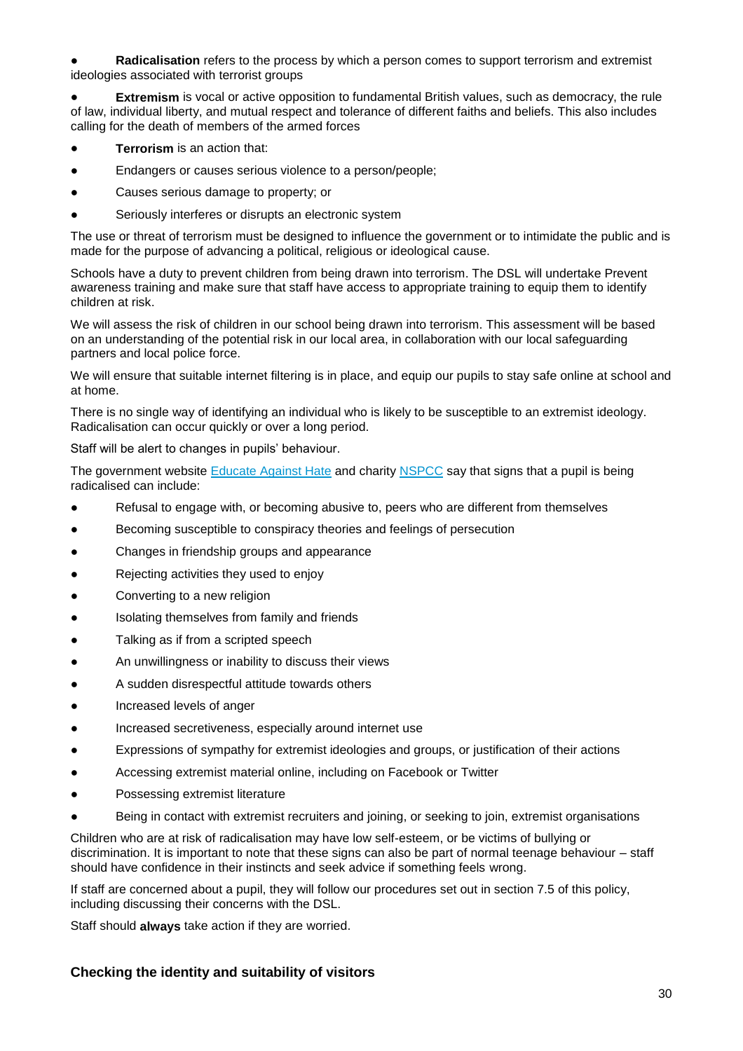- **Radicalisation** refers to the process by which a person comes to support terrorism and extremist ideologies associated with terrorist groups
- **Extremism** is vocal or active opposition to fundamental British values, such as democracy, the rule of law, individual liberty, and mutual respect and tolerance of different faiths and beliefs. This also includes calling for the death of members of the armed forces
- **Terrorism** is an action that:
- Endangers or causes serious violence to a person/people;
- Causes serious damage to property; or
- Seriously interferes or disrupts an electronic system

The use or threat of terrorism must be designed to influence the government or to intimidate the public and is made for the purpose of advancing a political, religious or ideological cause.

Schools have a duty to prevent children from being drawn into terrorism. The DSL will undertake Prevent awareness training and make sure that staff have access to appropriate training to equip them to identify children at risk.

We will assess the risk of children in our school being drawn into terrorism. This assessment will be based on an understanding of the potential risk in our local area, in collaboration with our local safeguarding partners and local police force.

We will ensure that suitable internet filtering is in place, and equip our pupils to stay safe online at school and at home.

There is no single way of identifying an individual who is likely to be susceptible to an extremist ideology. Radicalisation can occur quickly or over a long period.

Staff will be alert to changes in pupils' behaviour.

The government website Educate Against Hate and charity NSPCC say that signs that a pupil is being radicalised can include:

- Refusal to engage with, or becoming abusive to, peers who are different from themselves
- Becoming susceptible to conspiracy theories and feelings of persecution
- Changes in friendship groups and appearance
- Rejecting activities they used to enjoy
- Converting to a new religion
- Isolating themselves from family and friends
- Talking as if from a scripted speech
- An unwillingness or inability to discuss their views
- A sudden disrespectful attitude towards others
- Increased levels of anger
- Increased secretiveness, especially around internet use
- Expressions of sympathy for extremist ideologies and groups, or justification of their actions
- Accessing extremist material online, including on Facebook or Twitter
- Possessing extremist literature
- Being in contact with extremist recruiters and joining, or seeking to join, extremist organisations

Children who are at risk of radicalisation may have low self-esteem, or be victims of bullying or discrimination. It is important to note that these signs can also be part of normal teenage behaviour – staff should have confidence in their instincts and seek advice if something feels wrong.

If staff are concerned about a pupil, they will follow our procedures set out in section 7.5 of this policy, including discussing their concerns with the DSL.

Staff should **always** take action if they are worried.

### Checking the identity and suitability of visitors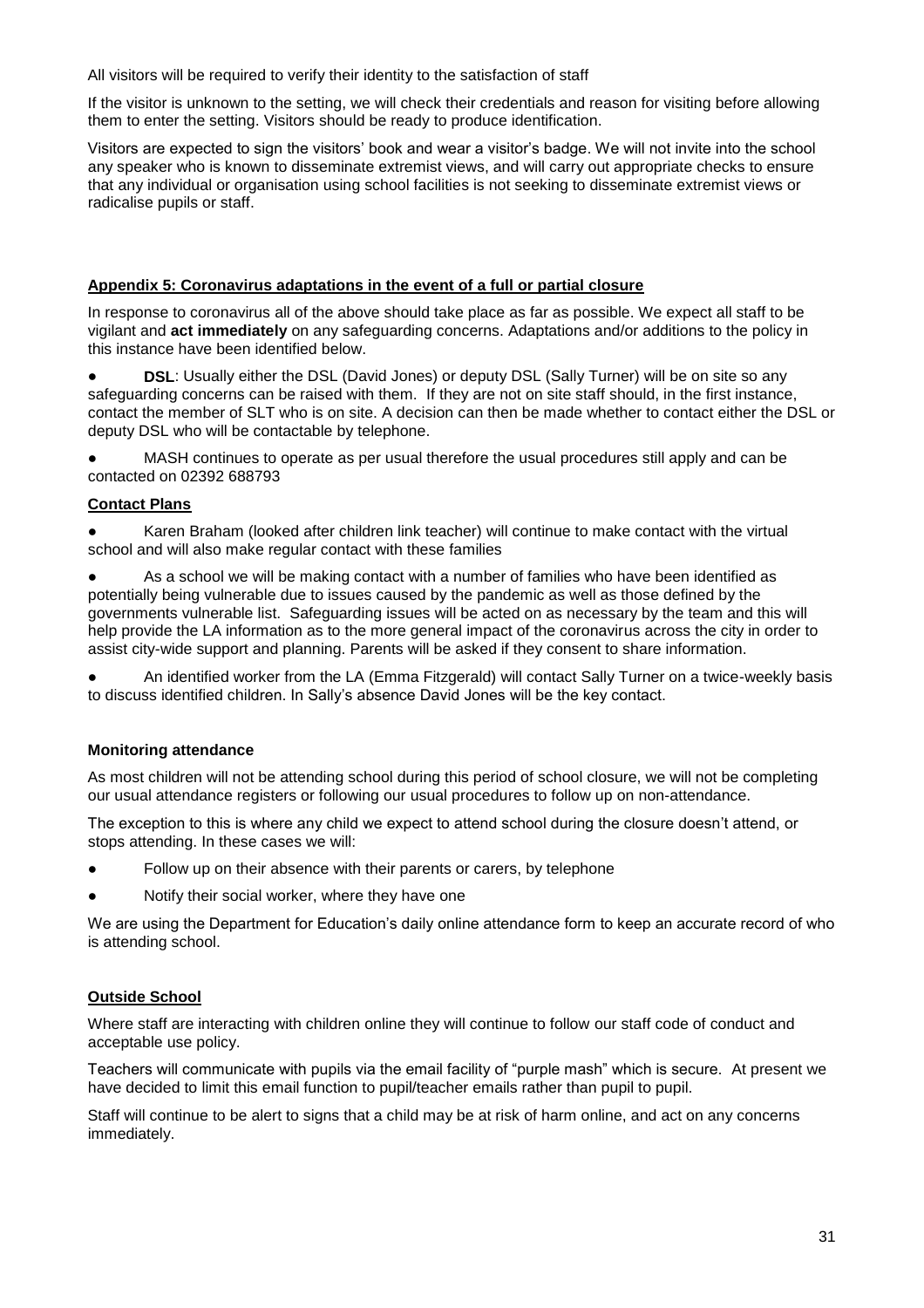All visitors will be required to verify their identity to the satisfaction of staff

If the visitor is unknown to the setting, we will check their credentials and reason for visiting before allowing them to enter the setting. Visitors should be ready to produce identification.

Visitors are expected to sign the visitors' book and wear a visitor's badge. We will not invite into the school any speaker who is known to disseminate extremist views, and will carry out appropriate checks to ensure that any individual or organisation using school facilities is not seeking to disseminate extremist views or radicalise pupils or staff.

## Appendix 5: Coronavirus adaptations in the event of a full or partial closure

In response to coronavirus all of the above should take place as far as possible. We expect all staff to be vigilant and **act immediately** on any safeguarding concerns. Adaptations and/or additions to the policy in this instance have been identified below.

- **DSL**: Usually either the DSL (David Jones) or deputy DSL (Sally Turner) will be on site so any safeguarding concerns can be raised with them. If they are not on site staff should, in the first instance, contact the member of SLT who is on site. A decision can then be made whether to contact either the DSL or deputy DSL who will be contactable by telephone.
- MASH continues to operate as per usual therefore the usual procedures still apply and can be contacted on 02392 688793

### Contact Plans

- Karen Braham (looked after children link teacher) will continue to make contact with the virtual school and will also make regular contact with these families
- As a school we will be making contact with a number of families who have been identified as potentially being vulnerable due to issues caused by the pandemic as well as those defined by the governments vulnerable list. Safeguarding issues will be acted on as necessary by the team and this will help provide the LA information as to the more general impact of the coronavirus across the city in order to assist city-wide support and planning. Parents will be asked if they consent to share information.
- An identified worker from the LA (Emma Fitzgerald) will contact Sally Turner on a twice-weekly basis to discuss identified children. In Sally's absence David Jones will be the key contact.

### Monitoring attendance

As most children will not be attending school during this period of school closure, we will not be completing our usual attendance registers or following our usual procedures to follow up on non-attendance.

The exception to this is where any child we expect to attend school during the closure doesn't attend, or stops attending. In these cases we will:

- Follow up on their absence with their parents or carers, by telephone
- Notify their social worker, where they have one

We are using the Department for Education's daily online attendance form to keep an accurate record of who is attending school.

### Outside School

Where staff are interacting with children online they will continue to follow our staff code of conduct and acceptable use policy.

Teachers will communicate with pupils via the email facility of "purple mash" which is secure. At present we have decided to limit this email function to pupil/teacher emails rather than pupil to pupil.

Staff will continue to be alert to signs that a child may be at risk of harm online, and act on any concerns immediately.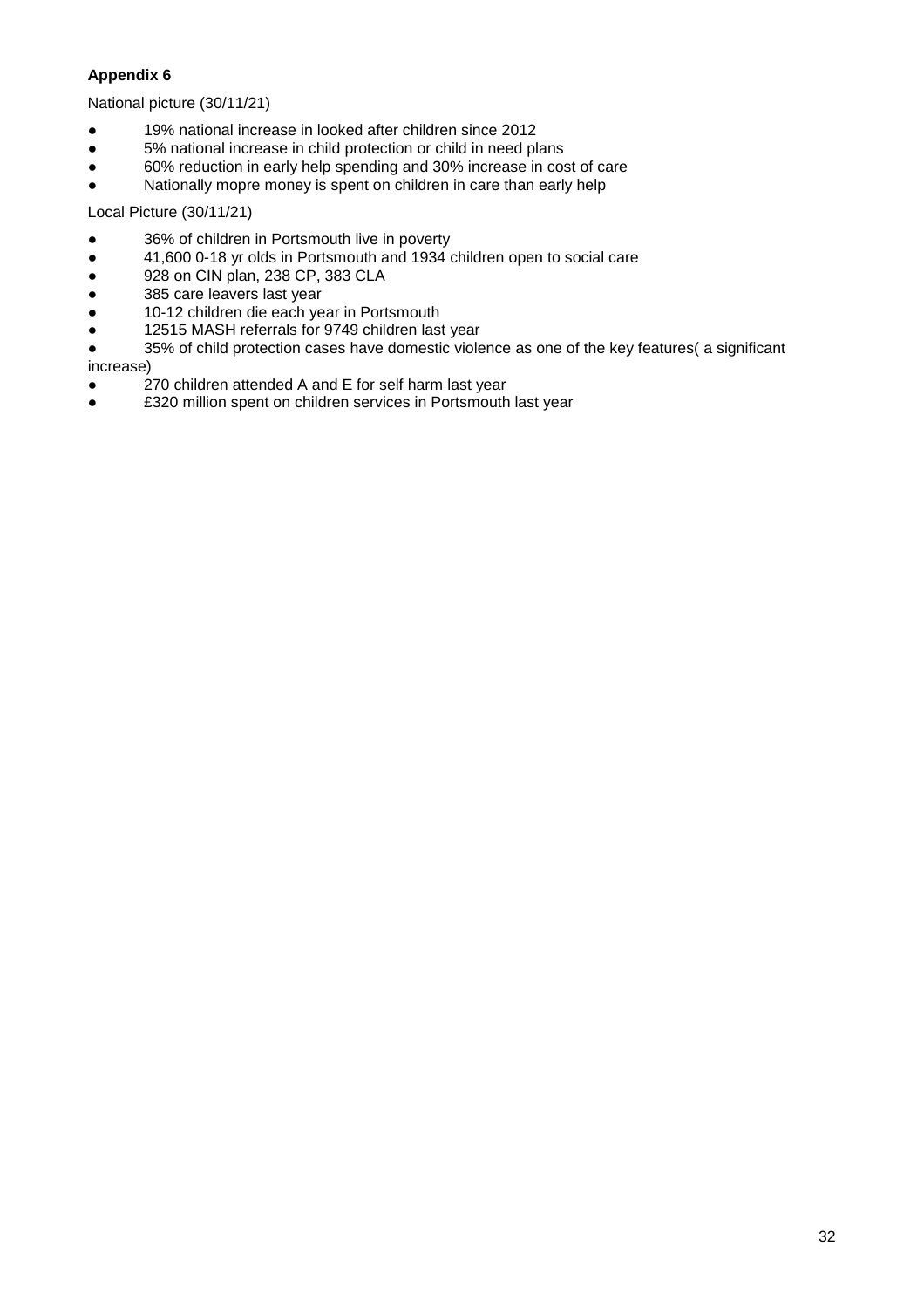**Appendix 6**

National picture (30/11/21)

- 19% national increase in looked after children since 2012
- 5% national increase in child protection or child in need plans
- 60% reduction in early help spending and 30% increase in cost of care
- Nationally mopre money is spent on children in care than early help

Local Picture (30/11/21)

- 36% of children in Portsmouth live in poverty
- 41,600 0-18 yr olds in Portsmouth and 1934 children open to social care
- 928 on CIN plan, 238 CP, 383 CLA
- 385 care leavers last year
- 10-12 children die each year in Portsmouth
- 12515 MASH referrals for 9749 children last year
- 35% of child protection cases have domestic violence as one of the key features( a significant increase)
- 270 children attended A and E for self harm last year
- £320 million spent on children services in Portsmouth last year